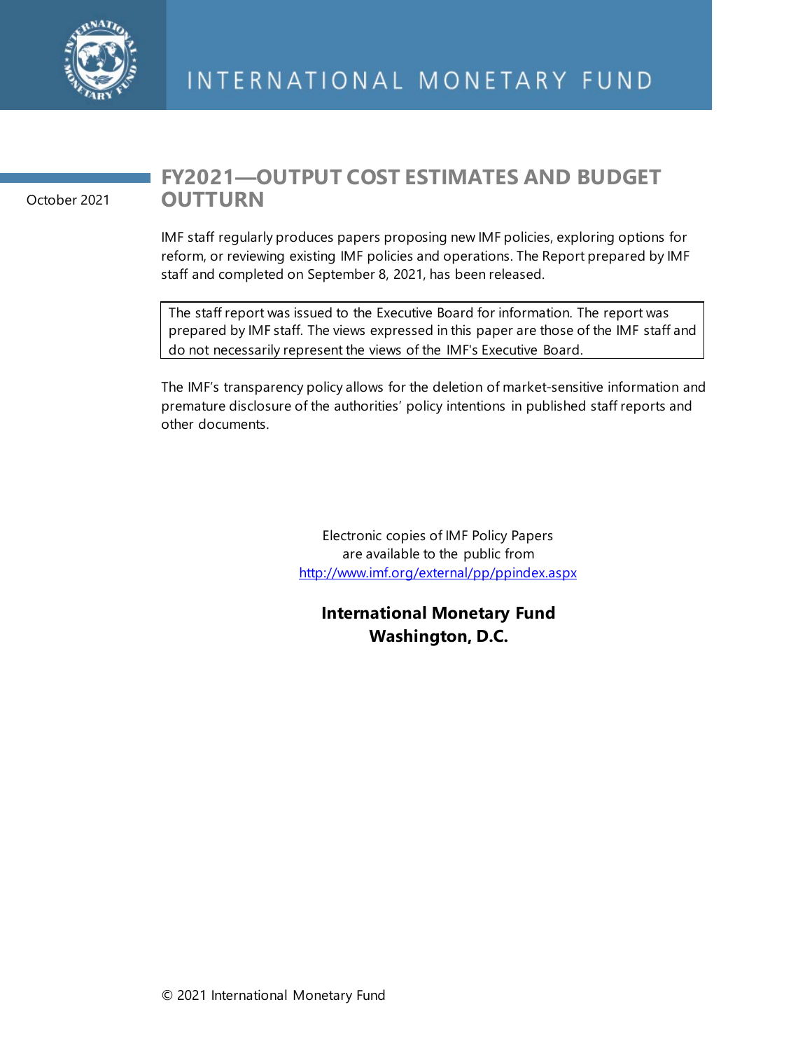INTERNATIONAL MONETARY FUND

October 2021

# FY2021—OUTPUT COST ESTIMATES AND BUDGET OUTTURN

IMF staff regularly produces papers proposing new IMF policies, exploring options for reform, or reviewing existing IMF policies and operations. The Report prepared by IMF staff and completed on September 8, 2021, has been released.

The staff report was issued to the Executive Board for information. The report was prepared by IMF staff. The views expressed in this paper are those of the IMF staff and do not necessarily represent the views of the IMF's Executive Board.

The IMF's transparency policy allows for the deletion of market-sensitive information and premature disclosure of the authorities' policy intentions in published staff reports and other documents.

Electronic copies of IMF Policy Papers
are available to the public from
http://www.imf.org/external/pp/ppindex.aspx

**International Monetary Fund**
**Washington, D.C.**

© 2021 International Monetary Fund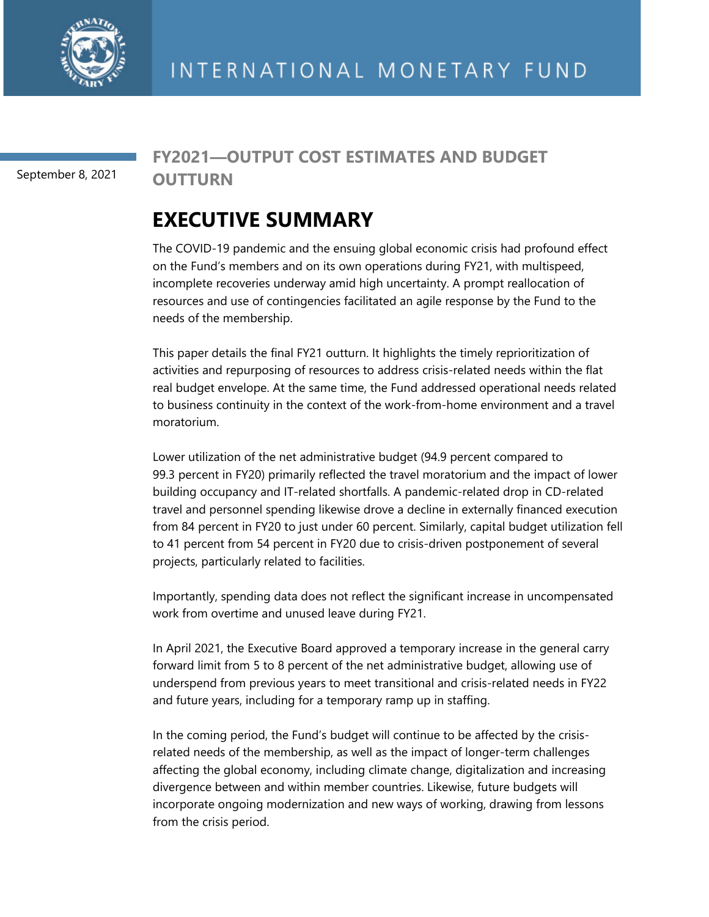INTERNATIONAL MONETARY FUND

September 8, 2021

# FY2021—OUTPUT COST ESTIMATES AND BUDGET OUTTURN

## EXECUTIVE SUMMARY

The COVID-19 pandemic and the ensuing global economic crisis had profound effect on the Fund's members and on its own operations during FY21, with multispeed, incomplete recoveries underway amid high uncertainty. A prompt reallocation of resources and use of contingencies facilitated an agile response by the Fund to the needs of the membership.

This paper details the final FY21 outturn. It highlights the timely reprioritization of activities and repurposing of resources to address crisis-related needs within the flat real budget envelope. At the same time, the Fund addressed operational needs related to business continuity in the context of the work-from-home environment and a travel moratorium.

Lower utilization of the net administrative budget (94.9 percent compared to 99.3 percent in FY20) primarily reflected the travel moratorium and the impact of lower building occupancy and IT-related shortfalls. A pandemic-related drop in CD-related travel and personnel spending likewise drove a decline in externally financed execution from 84 percent in FY20 to just under 60 percent. Similarly, capital budget utilization fell to 41 percent from 54 percent in FY20 due to crisis-driven postponement of several projects, particularly related to facilities.

Importantly, spending data does not reflect the significant increase in uncompensated work from overtime and unused leave during FY21.

In April 2021, the Executive Board approved a temporary increase in the general carry forward limit from 5 to 8 percent of the net administrative budget, allowing use of underspend from previous years to meet transitional and crisis-related needs in FY22 and future years, including for a temporary ramp up in staffing.

In the coming period, the Fund's budget will continue to be affected by the crisis-related needs of the membership, as well as the impact of longer-term challenges affecting the global economy, including climate change, digitalization and increasing divergence between and within member countries. Likewise, future budgets will incorporate ongoing modernization and new ways of working, drawing from lessons from the crisis period.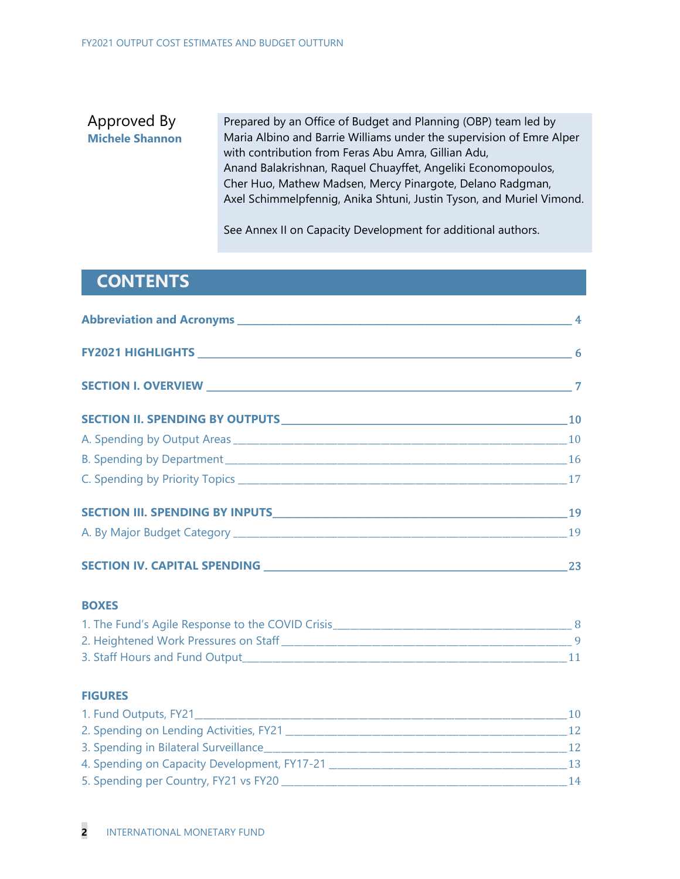Approved By
**Michele Shannon**

Prepared by an Office of Budget and Planning (OBP) team led by Maria Albino and Barrie Williams under the supervision of Emre Alper with contribution from Feras Abu Amra, Gillian Adu, Anand Balakrishnan, Raquel Chuayffet, Angeliki Economopoulos, Cher Huo, Mathew Madsen, Mercy Pinargote, Delano Radgman, Axel Schimmelpfennig, Anika Shtuni, Justin Tyson, and Muriel Vimond.

See Annex II on Capacity Development for additional authors.

# CONTENTS

**Abbreviation and Acronyms** _____ 4

**FY2021 HIGHLIGHTS** _____ 6

**SECTION I. OVERVIEW** _____ 7

**SECTION II. SPENDING BY OUTPUTS** _____ 10

A. Spending by Output Areas _____ 10

B. Spending by Department _____ 16

C. Spending by Priority Topics _____ 17

**SECTION III. SPENDING BY INPUTS** _____ 19

A. By Major Budget Category _____ 19

**SECTION IV. CAPITAL SPENDING** _____ 23

**BOXES**

1. The Fund's Agile Response to the COVID Crisis _____ 8
2. Heightened Work Pressures on Staff _____ 9
3. Staff Hours and Fund Output _____ 11

**FIGURES**

1. Fund Outputs, FY21 _____ 10
2. Spending on Lending Activities, FY21 _____ 12
3. Spending in Bilateral Surveillance _____ 12
4. Spending on Capacity Development, FY17-21 _____ 13
5. Spending per Country, FY21 vs FY20 _____ 14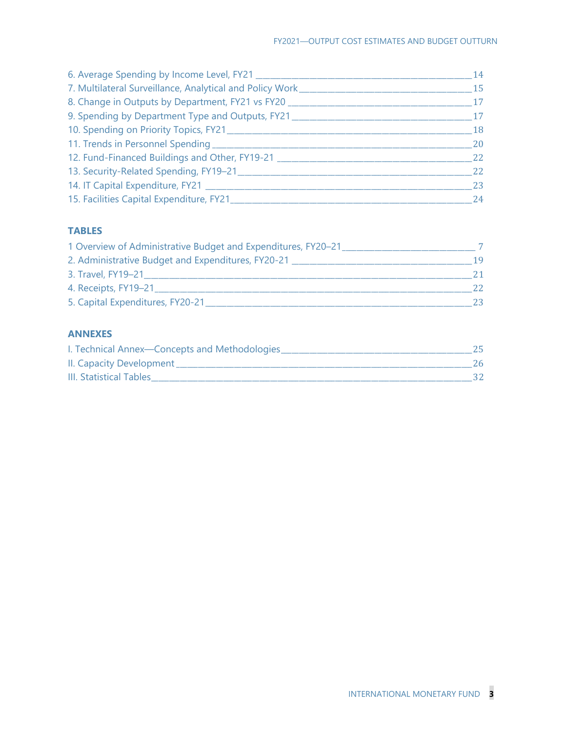6. Average Spending by Income Level, FY21 ____ 14
7. Multilateral Surveillance, Analytical and Policy Work ____ 15
8. Change in Outputs by Department, FY21 vs FY20 ____ 17
9. Spending by Department Type and Outputs, FY21 ____ 17
10. Spending on Priority Topics, FY21 ____ 18
11. Trends in Personnel Spending ____ 20
12. Fund-Financed Buildings and Other, FY19-21 ____ 22
13. Security-Related Spending, FY19–21 ____ 22
14. IT Capital Expenditure, FY21 ____ 23
15. Facilities Capital Expenditure, FY21 ____ 24

## TABLES

1 Overview of Administrative Budget and Expenditures, FY20–21 ____ 7
2. Administrative Budget and Expenditures, FY20-21 ____ 19
3. Travel, FY19–21 ____ 21
4. Receipts, FY19–21 ____ 22
5. Capital Expenditures, FY20-21 ____ 23

## ANNEXES

I. Technical Annex—Concepts and Methodologies ____ 25
II. Capacity Development ____ 26
III. Statistical Tables ____ 32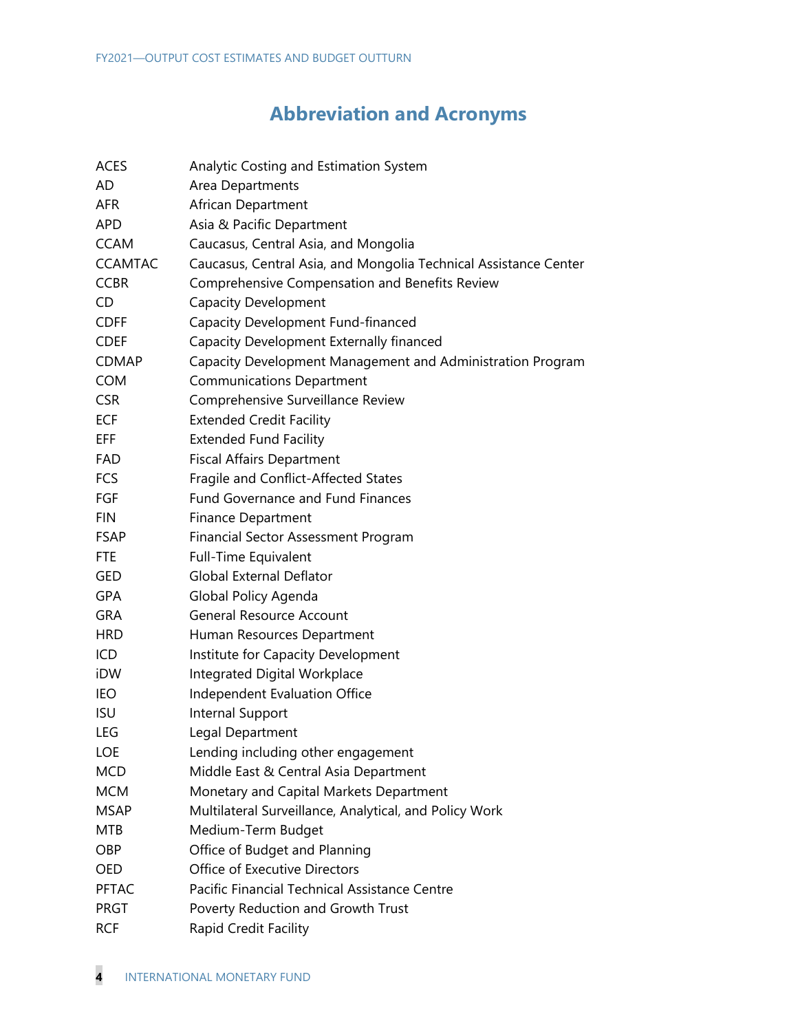# Abbreviation and Acronyms

| | |
|---|---|
| ACES | Analytic Costing and Estimation System |
| AD | Area Departments |
| AFR | African Department |
| APD | Asia & Pacific Department |
| CCAM | Caucasus, Central Asia, and Mongolia |
| CCAMTAC | Caucasus, Central Asia, and Mongolia Technical Assistance Center |
| CCBR | Comprehensive Compensation and Benefits Review |
| CD | Capacity Development |
| CDFF | Capacity Development Fund-financed |
| CDEF | Capacity Development Externally financed |
| CDMAP | Capacity Development Management and Administration Program |
| COM | Communications Department |
| CSR | Comprehensive Surveillance Review |
| ECF | Extended Credit Facility |
| EFF | Extended Fund Facility |
| FAD | Fiscal Affairs Department |
| FCS | Fragile and Conflict-Affected States |
| FGF | Fund Governance and Fund Finances |
| FIN | Finance Department |
| FSAP | Financial Sector Assessment Program |
| FTE | Full-Time Equivalent |
| GED | Global External Deflator |
| GPA | Global Policy Agenda |
| GRA | General Resource Account |
| HRD | Human Resources Department |
| ICD | Institute for Capacity Development |
| iDW | Integrated Digital Workplace |
| IEO | Independent Evaluation Office |
| ISU | Internal Support |
| LEG | Legal Department |
| LOE | Lending including other engagement |
| MCD | Middle East & Central Asia Department |
| MCM | Monetary and Capital Markets Department |
| MSAP | Multilateral Surveillance, Analytical, and Policy Work |
| MTB | Medium-Term Budget |
| OBP | Office of Budget and Planning |
| OED | Office of Executive Directors |
| PFTAC | Pacific Financial Technical Assistance Centre |
| PRGT | Poverty Reduction and Growth Trust |
| RCF | Rapid Credit Facility |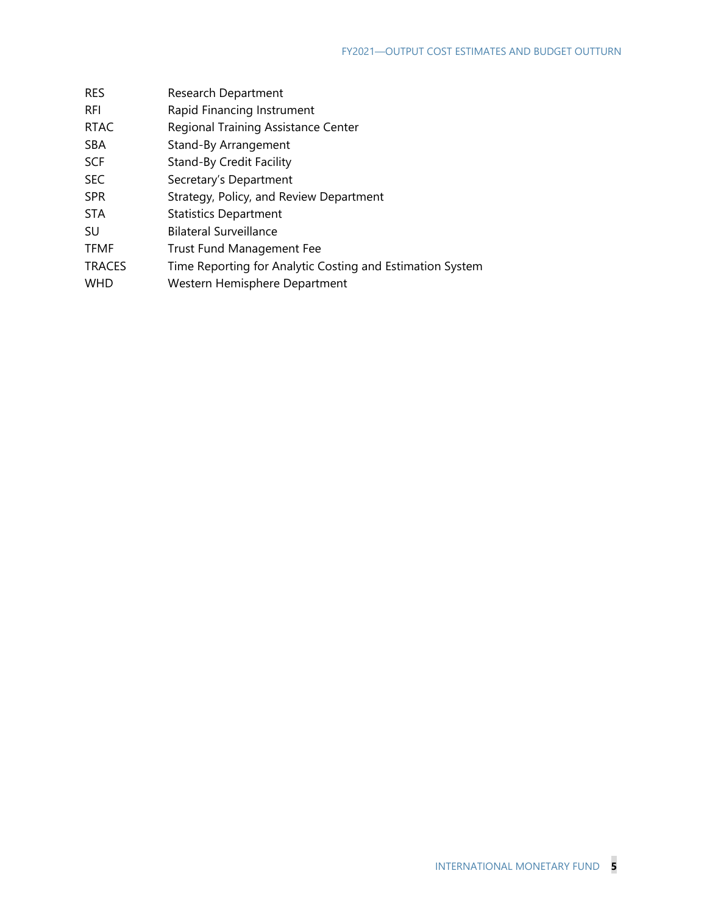| | |
|---|---|
| RES | Research Department |
| RFI | Rapid Financing Instrument |
| RTAC | Regional Training Assistance Center |
| SBA | Stand-By Arrangement |
| SCF | Stand-By Credit Facility |
| SEC | Secretary's Department |
| SPR | Strategy, Policy, and Review Department |
| STA | Statistics Department |
| SU | Bilateral Surveillance |
| TFMF | Trust Fund Management Fee |
| TRACES | Time Reporting for Analytic Costing and Estimation System |
| WHD | Western Hemisphere Department |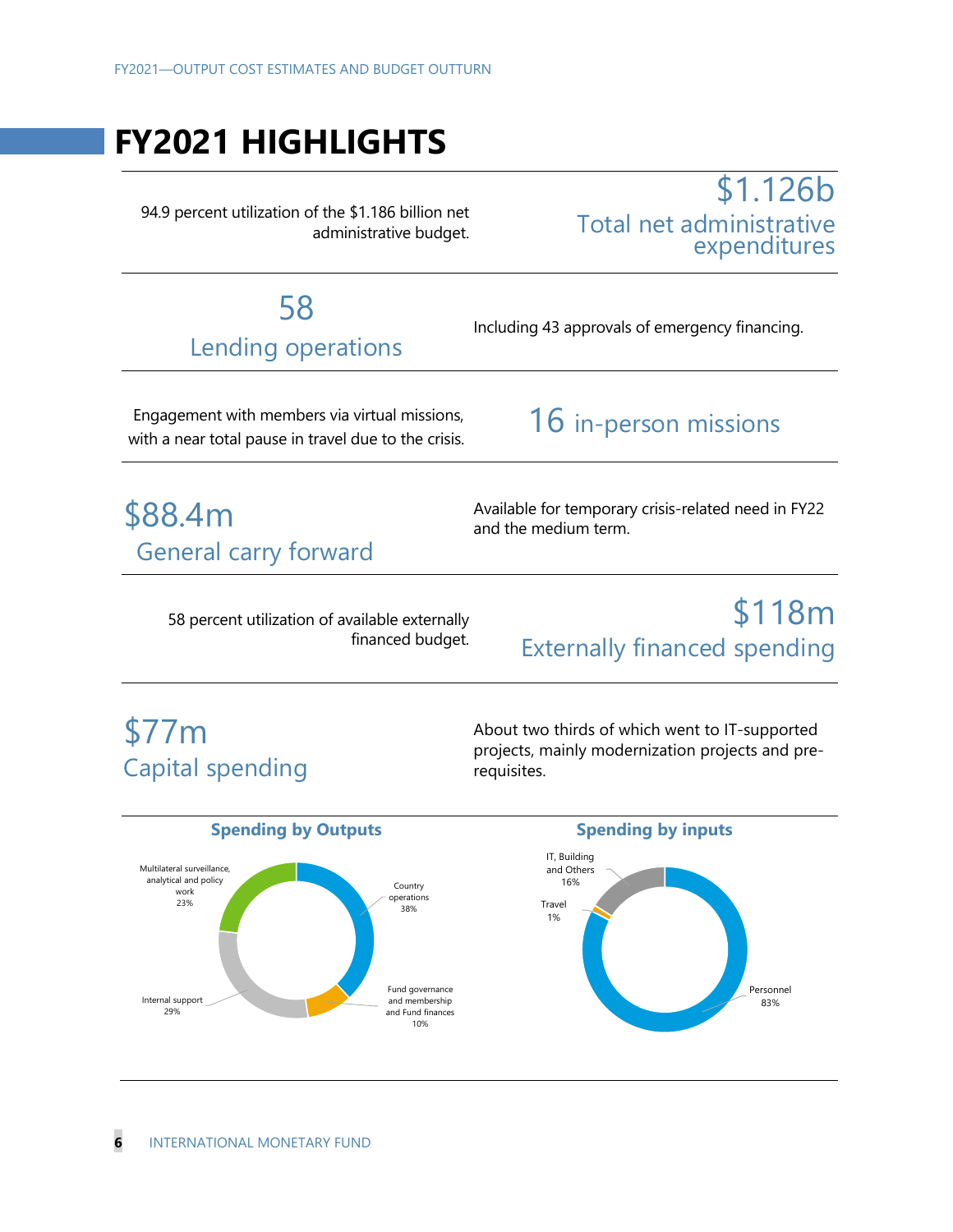# FY2021 HIGHLIGHTS

**$1.126b**
Total net administrative expenditures

94.9 percent utilization of the $1.186 billion net administrative budget.

**58**
Lending operations

Including 43 approvals of emergency financing.

**16** in-person missions

Engagement with members via virtual missions, with a near total pause in travel due to the crisis.

**$88.4m**
General carry forward

Available for temporary crisis-related need in FY22 and the medium term.

**$118m**
Externally financed spending

58 percent utilization of available externally financed budget.

**$77m**
Capital spending

About two thirds of which went to IT-supported projects, mainly modernization projects and pre-requisites.

### Spending by Outputs

- Country operations: 38%
- Fund governance and membership and Fund finances: 10%
- Internal support: 29%
- Multilateral surveillance, analytical and policy work: 23%

### Spending by inputs

- Personnel: 83%
- Travel: 1%
- IT, Building and Others: 16%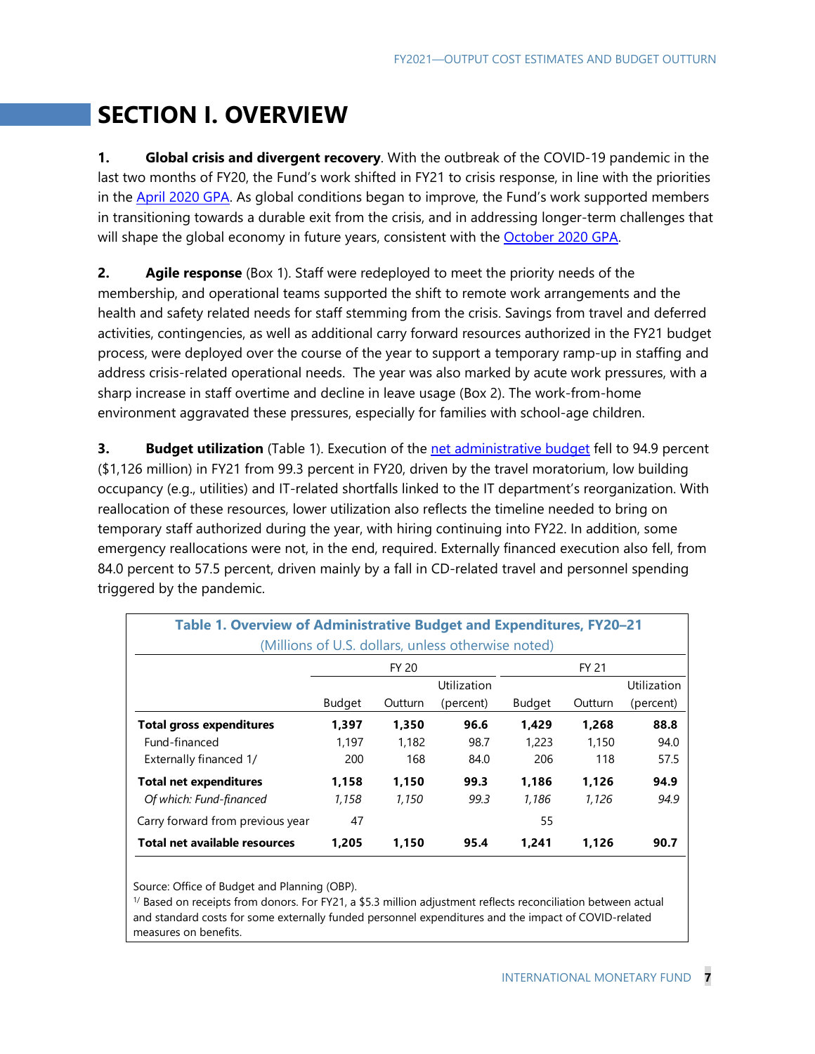# SECTION I. OVERVIEW

**1. Global crisis and divergent recovery**. With the outbreak of the COVID-19 pandemic in the last two months of FY20, the Fund's work shifted in FY21 to crisis response, in line with the priorities in the April 2020 GPA. As global conditions began to improve, the Fund's work supported members in transitioning towards a durable exit from the crisis, and in addressing longer-term challenges that will shape the global economy in future years, consistent with the October 2020 GPA.

**2. Agile response** (Box 1). Staff were redeployed to meet the priority needs of the membership, and operational teams supported the shift to remote work arrangements and the health and safety related needs for staff stemming from the crisis. Savings from travel and deferred activities, contingencies, as well as additional carry forward resources authorized in the FY21 budget process, were deployed over the course of the year to support a temporary ramp-up in staffing and address crisis-related operational needs. The year was also marked by acute work pressures, with a sharp increase in staff overtime and decline in leave usage (Box 2). The work-from-home environment aggravated these pressures, especially for families with school-age children.

**3. Budget utilization** (Table 1). Execution of the net administrative budget fell to 94.9 percent ($1,126 million) in FY21 from 99.3 percent in FY20, driven by the travel moratorium, low building occupancy (e.g., utilities) and IT-related shortfalls linked to the IT department's reorganization. With reallocation of these resources, lower utilization also reflects the timeline needed to bring on temporary staff authorized during the year, with hiring continuing into FY22. In addition, some emergency reallocations were not, in the end, required. Externally financed execution also fell, from 84.0 percent to 57.5 percent, driven mainly by a fall in CD-related travel and personnel spending triggered by the pandemic.

**Table 1. Overview of Administrative Budget and Expenditures, FY20–21**
(Millions of U.S. dollars, unless otherwise noted)

| | FY 20 | | | FY 21 | | |
|---|---|---|---|---|---|---|
| | Budget | Outturn | Utilization (percent) | Budget | Outturn | Utilization (percent) |
| **Total gross expenditures** | **1,397** | **1,350** | **96.6** | **1,429** | **1,268** | **88.8** |
| Fund-financed | 1,197 | 1,182 | 98.7 | 1,223 | 1,150 | 94.0 |
| Externally financed 1/ | 200 | 168 | 84.0 | 206 | 118 | 57.5 |
| **Total net expenditures** | **1,158** | **1,150** | **99.3** | **1,186** | **1,126** | **94.9** |
| *Of which: Fund-financed* | *1,158* | *1,150* | *99.3* | *1,186* | *1,126* | *94.9* |
| Carry forward from previous year | 47 | | | 55 | | |
| **Total net available resources** | **1,205** | **1,150** | **95.4** | **1,241** | **1,126** | **90.7** |

Source: Office of Budget and Planning (OBP).

1/ Based on receipts from donors. For FY21, a $5.3 million adjustment reflects reconciliation between actual and standard costs for some externally funded personnel expenditures and the impact of COVID-related measures on benefits.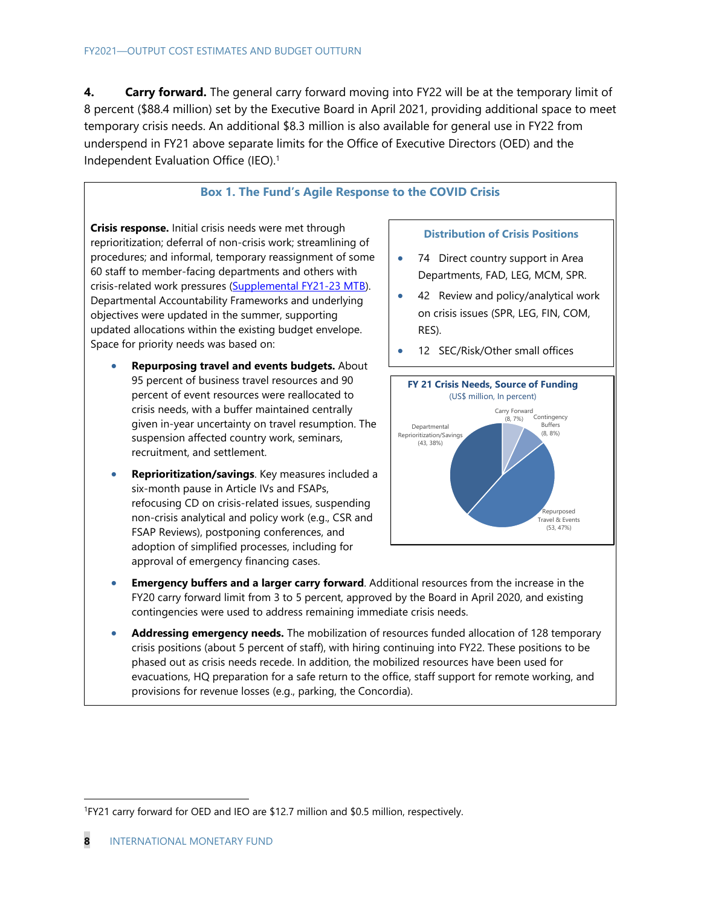**4. Carry forward.** The general carry forward moving into FY22 will be at the temporary limit of 8 percent ($88.4 million) set by the Executive Board in April 2021, providing additional space to meet temporary crisis needs. An additional $8.3 million is also available for general use in FY22 from underspend in FY21 above separate limits for the Office of Executive Directors (OED) and the Independent Evaluation Office (IEO).[1]

### Box 1. The Fund's Agile Response to the COVID Crisis

**Crisis response.** Initial crisis needs were met through reprioritization; deferral of non-crisis work; streamlining of procedures; and informal, temporary reassignment of some 60 staff to member-facing departments and others with crisis-related work pressures (Supplemental FY21-23 MTB). Departmental Accountability Frameworks and underlying objectives were updated in the summer, supporting updated allocations within the existing budget envelope. Space for priority needs was based on:

- **Repurposing travel and events budgets.** About 95 percent of business travel resources and 90 percent of event resources were reallocated to crisis needs, with a buffer maintained centrally given in-year uncertainty on travel resumption. The suspension affected country work, seminars, recruitment, and settlement.
- **Reprioritization/savings**. Key measures included a six-month pause in Article IVs and FSAPs, refocusing CD on crisis-related issues, suspending non-crisis analytical and policy work (e.g., CSR and FSAP Reviews), postponing conferences, and adoption of simplified processes, including for approval of emergency financing cases.
- **Emergency buffers and a larger carry forward**. Additional resources from the increase in the FY20 carry forward limit from 3 to 5 percent, approved by the Board in April 2020, and existing contingencies were used to address remaining immediate crisis needs.
- **Addressing emergency needs.** The mobilization of resources funded allocation of 128 temporary crisis positions (about 5 percent of staff), with hiring continuing into FY22. These positions to be phased out as crisis needs recede. In addition, the mobilized resources have been used for evacuations, HQ preparation for a safe return to the office, staff support for remote working, and provisions for revenue losses (e.g., parking, the Concordia).

**Distribution of Crisis Positions**

- 74 Direct country support in Area Departments, FAD, LEG, MCM, SPR.
- 42 Review and policy/analytical work on crisis issues (SPR, LEG, FIN, COM, RES).
- 12 SEC/Risk/Other small offices

**FY 21 Crisis Needs, Source of Funding**
(US$ million, In percent)

| Source | US$ million | Percent |
| --- | --- | --- |
| Carry Forward | 8 | 7% |
| Contingency Buffers | 8 | 8% |
| Repurposed Travel & Events | 53 | 47% |
| Departmental Reprioritization/Savings | 43 | 38% |

[1] FY21 carry forward for OED and IEO are $12.7 million and $0.5 million, respectively.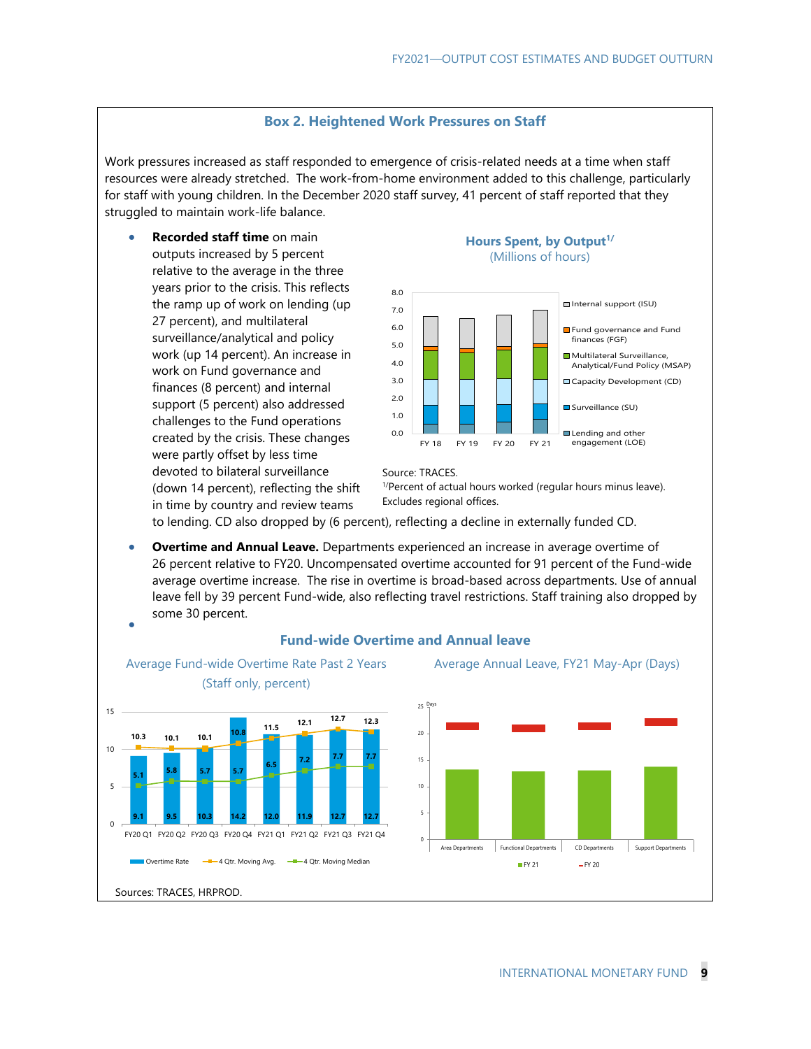## Box 2. Heightened Work Pressures on Staff

Work pressures increased as staff responded to emergence of crisis-related needs at a time when staff resources were already stretched. The work-from-home environment added to this challenge, particularly for staff with young children. In the December 2020 staff survey, 41 percent of staff reported that they struggled to maintain work-life balance.

- **Recorded staff time** on main outputs increased by 5 percent relative to the average in the three years prior to the crisis. This reflects the ramp up of work on lending (up 27 percent), and multilateral surveillance/analytical and policy work (up 14 percent). An increase in work on Fund governance and finances (8 percent) and internal support (5 percent) also addressed challenges to the Fund operations created by the crisis. These changes were partly offset by less time devoted to bilateral surveillance (down 14 percent), reflecting the shift in time by country and review teams to lending. CD also dropped by (6 percent), reflecting a decline in externally funded CD.

**Hours Spent, by Output**[1/]
(Millions of hours)

Source: TRACES.
[1/]Percent of actual hours worked (regular hours minus leave). Excludes regional offices.

- **Overtime and Annual Leave.** Departments experienced an increase in average overtime of 26 percent relative to FY20. Uncompensated overtime accounted for 91 percent of the Fund-wide average overtime increase. The rise in overtime is broad-based across departments. Use of annual leave fell by 39 percent Fund-wide, also reflecting travel restrictions. Staff training also dropped by some 30 percent.
-

**Fund-wide Overtime and Annual leave**

Average Fund-wide Overtime Rate Past 2 Years
(Staff only, percent)

| | FY20 Q1 | FY20 Q2 | FY20 Q3 | FY20 Q4 | FY21 Q1 | FY21 Q2 | FY21 Q3 | FY21 Q4 |
|---|---|---|---|---|---|---|---|---|
| Overtime Rate | 9.1 | 9.5 | 10.3 | 14.2 | 12.0 | 11.9 | 12.7 | 12.7 |
| 4 Qtr. Moving Avg. | 10.3 | 10.1 | 10.1 | 10.8 | 11.5 | 12.1 | 12.7 | 12.3 |
| 4 Qtr. Moving Median | 5.1 | 5.8 | 5.7 | 5.7 | 6.5 | 7.2 | 7.7 | 7.7 |

Average Annual Leave, FY21 May-Apr (Days)

Sources: TRACES, HRPROD.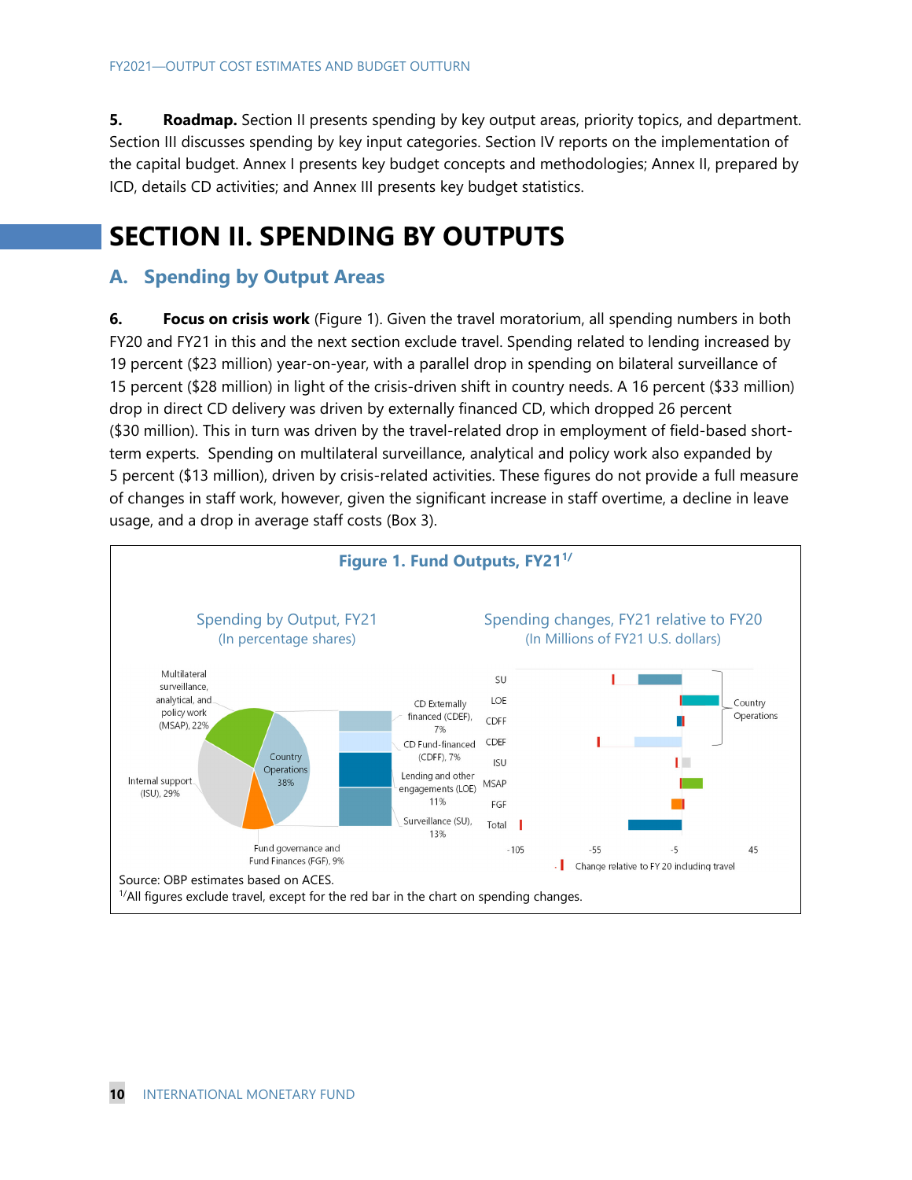5. **Roadmap.** Section II presents spending by key output areas, priority topics, and department. Section III discusses spending by key input categories. Section IV reports on the implementation of the capital budget. Annex I presents key budget concepts and methodologies; Annex II, prepared by ICD, details CD activities; and Annex III presents key budget statistics.

# SECTION II. SPENDING BY OUTPUTS

## A. Spending by Output Areas

6. **Focus on crisis work** (Figure 1). Given the travel moratorium, all spending numbers in both FY20 and FY21 in this and the next section exclude travel. Spending related to lending increased by 19 percent ($23 million) year-on-year, with a parallel drop in spending on bilateral surveillance of 15 percent ($28 million) in light of the crisis-driven shift in country needs. A 16 percent ($33 million) drop in direct CD delivery was driven by externally financed CD, which dropped 26 percent ($30 million). This in turn was driven by the travel-related drop in employment of field-based short-term experts. Spending on multilateral surveillance, analytical and policy work also expanded by 5 percent ($13 million), driven by crisis-related activities. These figures do not provide a full measure of changes in staff work, however, given the significant increase in staff overtime, a decline in leave usage, and a drop in average staff costs (Box 3).

**Figure 1. Fund Outputs, FY21[1/]**

Spending by Output, FY21 (In percentage shares)

- Multilateral surveillance, analytical, and policy work (MSAP), 22%
- Internal support (ISU), 29%
- Fund governance and Fund Finances (FGF), 9%
- Country Operations 38%
  - CD Externally financed (CDEF), 7%
  - CD Fund-financed (CDFF), 7%
  - Lending and other engagements (LOE) 11%
  - Surveillance (SU), 13%

Spending changes, FY21 relative to FY20 (In Millions of FY21 U.S. dollars)

Categories: SU, LOE, CDFF, CDEF (Country Operations), ISU, MSAP, FGF, Total. Axis: -105, -55, -5, 45. Legend: Change relative to FY 20 including travel

Source: OBP estimates based on ACES.

[1/]All figures exclude travel, except for the red bar in the chart on spending changes.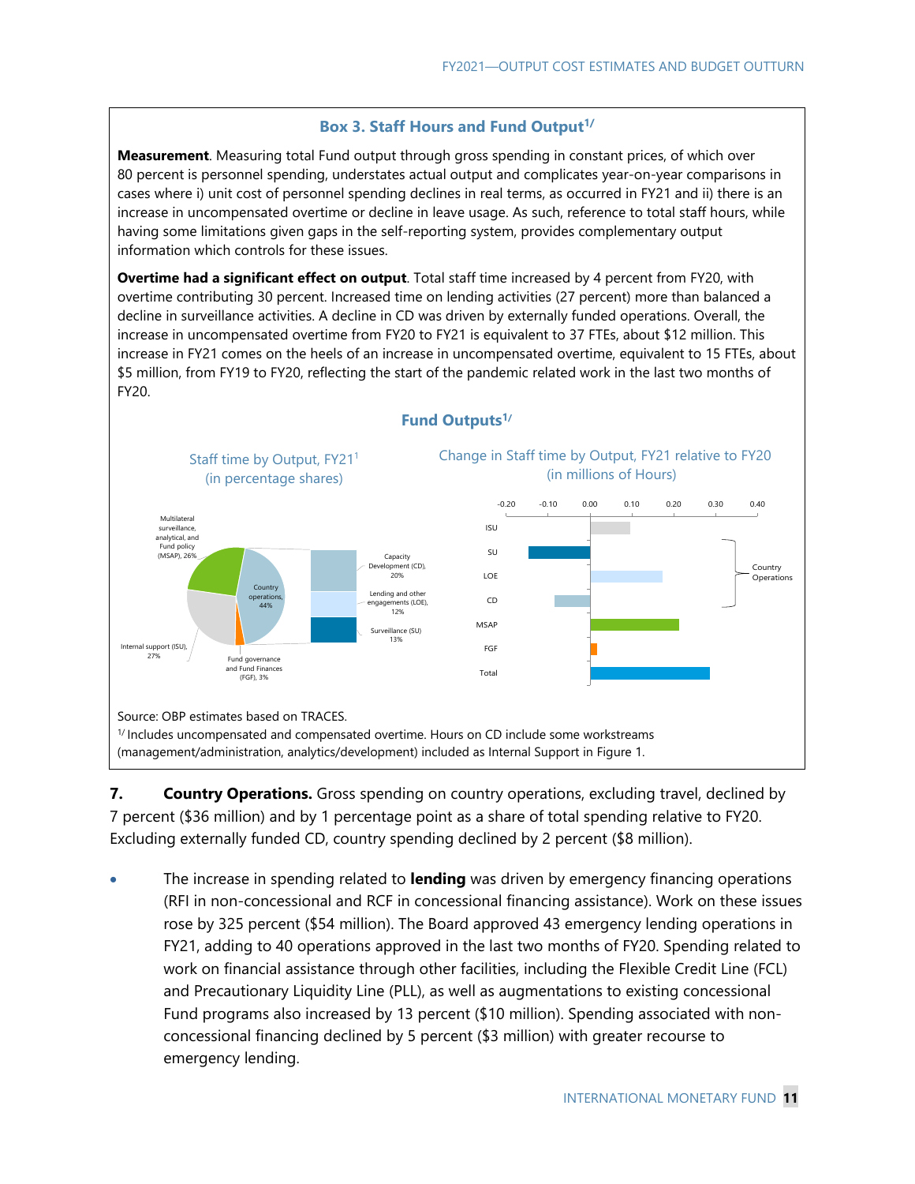## Box 3. Staff Hours and Fund Output[1/]

**Measurement**. Measuring total Fund output through gross spending in constant prices, of which over 80 percent is personnel spending, understates actual output and complicates year-on-year comparisons in cases where i) unit cost of personnel spending declines in real terms, as occurred in FY21 and ii) there is an increase in uncompensated overtime or decline in leave usage. As such, reference to total staff hours, while having some limitations given gaps in the self-reporting system, provides complementary output information which controls for these issues.

**Overtime had a significant effect on output**. Total staff time increased by 4 percent from FY20, with overtime contributing 30 percent. Increased time on lending activities (27 percent) more than balanced a decline in surveillance activities. A decline in CD was driven by externally funded operations. Overall, the increase in uncompensated overtime from FY20 to FY21 is equivalent to 37 FTEs, about $12 million. This increase in FY21 comes on the heels of an increase in uncompensated overtime, equivalent to 15 FTEs, about $5 million, from FY19 to FY20, reflecting the start of the pandemic related work in the last two months of FY20.

### Fund Outputs[1/]

**Staff time by Output, FY21[1]**
(in percentage shares)

- Multilateral surveillance, analytical, and Fund policy (MSAP), 26%
- Country operations, 44%
  - Capacity Development (CD), 20%
  - Lending and other engagements (LOE), 12%
  - Surveillance (SU), 13%
- Internal support (ISU), 27%
- Fund governance and Fund Finances (FGF), 3%

**Change in Staff time by Output, FY21 relative to FY20**
(in millions of Hours)

Categories: ISU, SU, LOE, CD (SU, LOE, CD = Country Operations), MSAP, FGF, Total. Axis: -0.20 to 0.40.

Source: OBP estimates based on TRACES.
[1/] Includes uncompensated and compensated overtime. Hours on CD include some workstreams (management/administration, analytics/development) included as Internal Support in Figure 1.

**7. Country Operations.** Gross spending on country operations, excluding travel, declined by 7 percent ($36 million) and by 1 percentage point as a share of total spending relative to FY20. Excluding externally funded CD, country spending declined by 2 percent ($8 million).

- The increase in spending related to **lending** was driven by emergency financing operations (RFI in non-concessional and RCF in concessional financing assistance). Work on these issues rose by 325 percent ($54 million). The Board approved 43 emergency lending operations in FY21, adding to 40 operations approved in the last two months of FY20. Spending related to work on financial assistance through other facilities, including the Flexible Credit Line (FCL) and Precautionary Liquidity Line (PLL), as well as augmentations to existing concessional Fund programs also increased by 13 percent ($10 million). Spending associated with non-concessional financing declined by 5 percent ($3 million) with greater recourse to emergency lending.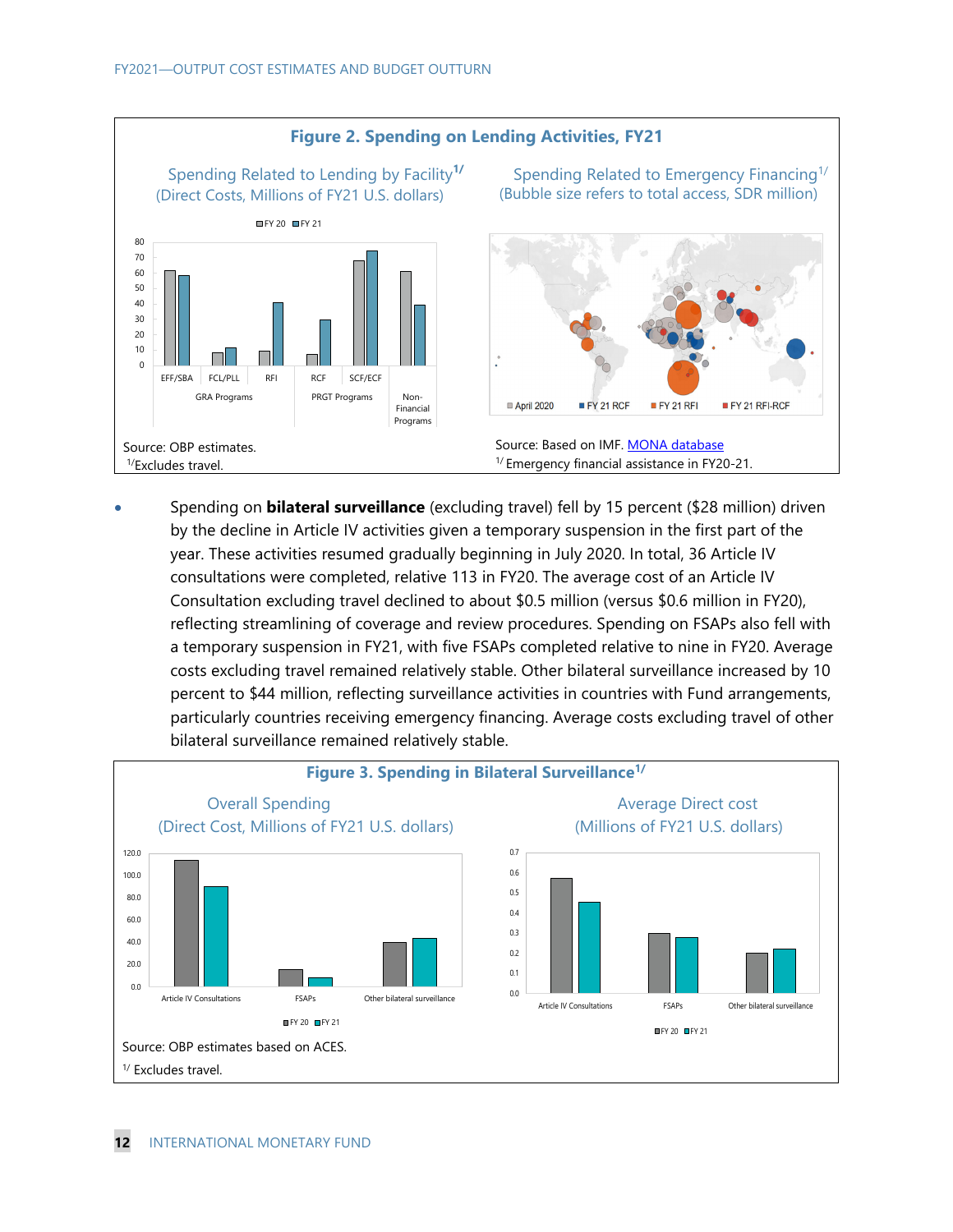**Figure 2. Spending on Lending Activities, FY21**

Spending Related to Lending by Facility[1/]
(Direct Costs, Millions of FY21 U.S. dollars)

Spending Related to Emergency Financing[1/]
(Bubble size refers to total access, SDR million)

Source: OBP estimates.
[1/] Excludes travel.

Source: Based on IMF. MONA database
[1/] Emergency financial assistance in FY20-21.

- Spending on **bilateral surveillance** (excluding travel) fell by 15 percent ($28 million) driven by the decline in Article IV activities given a temporary suspension in the first part of the year. These activities resumed gradually beginning in July 2020. In total, 36 Article IV consultations were completed, relative 113 in FY20. The average cost of an Article IV Consultation excluding travel declined to about $0.5 million (versus $0.6 million in FY20), reflecting streamlining of coverage and review procedures. Spending on FSAPs also fell with a temporary suspension in FY21, with five FSAPs completed relative to nine in FY20. Average costs excluding travel remained relatively stable. Other bilateral surveillance increased by 10 percent to $44 million, reflecting surveillance activities in countries with Fund arrangements, particularly countries receiving emergency financing. Average costs excluding travel of other bilateral surveillance remained relatively stable.

**Figure 3. Spending in Bilateral Surveillance[1/]**

Overall Spending
(Direct Cost, Millions of FY21 U.S. dollars)

Average Direct cost
(Millions of FY21 U.S. dollars)

Source: OBP estimates based on ACES.

[1/] Excludes travel.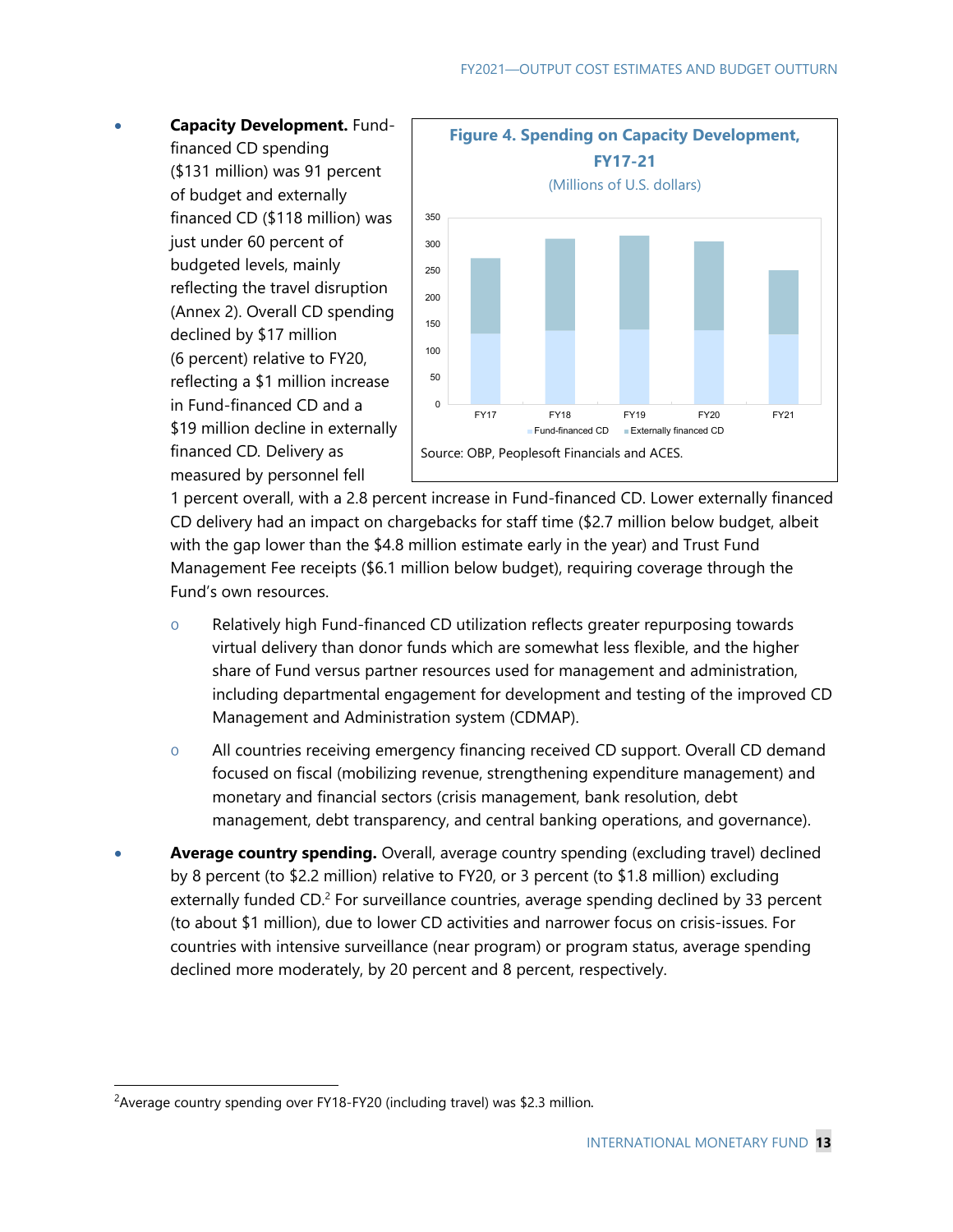- **Capacity Development.** Fund-financed CD spending ($131 million) was 91 percent of budget and externally financed CD ($118 million) was just under 60 percent of budgeted levels, mainly reflecting the travel disruption (Annex 2). Overall CD spending declined by $17 million (6 percent) relative to FY20, reflecting a $1 million increase in Fund-financed CD and a $19 million decline in externally financed CD. Delivery as measured by personnel fell 1 percent overall, with a 2.8 percent increase in Fund-financed CD. Lower externally financed CD delivery had an impact on chargebacks for staff time ($2.7 million below budget, albeit with the gap lower than the $4.8 million estimate early in the year) and Trust Fund Management Fee receipts ($6.1 million below budget), requiring coverage through the Fund's own resources.

  **Figure 4. Spending on Capacity Development, FY17-21**
  (Millions of U.S. dollars)

  Legend: Fund-financed CD; Externally financed CD. Categories: FY17, FY18, FY19, FY20, FY21. Axis: 0–350.

  Source: OBP, Peoplesoft Financials and ACES.

  - Relatively high Fund-financed CD utilization reflects greater repurposing towards virtual delivery than donor funds which are somewhat less flexible, and the higher share of Fund versus partner resources used for management and administration, including departmental engagement for development and testing of the improved CD Management and Administration system (CDMAP).
  - All countries receiving emergency financing received CD support. Overall CD demand focused on fiscal (mobilizing revenue, strengthening expenditure management) and monetary and financial sectors (crisis management, bank resolution, debt management, debt transparency, and central banking operations, and governance).

- **Average country spending.** Overall, average country spending (excluding travel) declined by 8 percent (to $2.2 million) relative to FY20, or 3 percent (to $1.8 million) excluding externally funded CD.[2] For surveillance countries, average spending declined by 33 percent (to about $1 million), due to lower CD activities and narrower focus on crisis-issues. For countries with intensive surveillance (near program) or program status, average spending declined more moderately, by 20 percent and 8 percent, respectively.

[2] Average country spending over FY18-FY20 (including travel) was $2.3 million.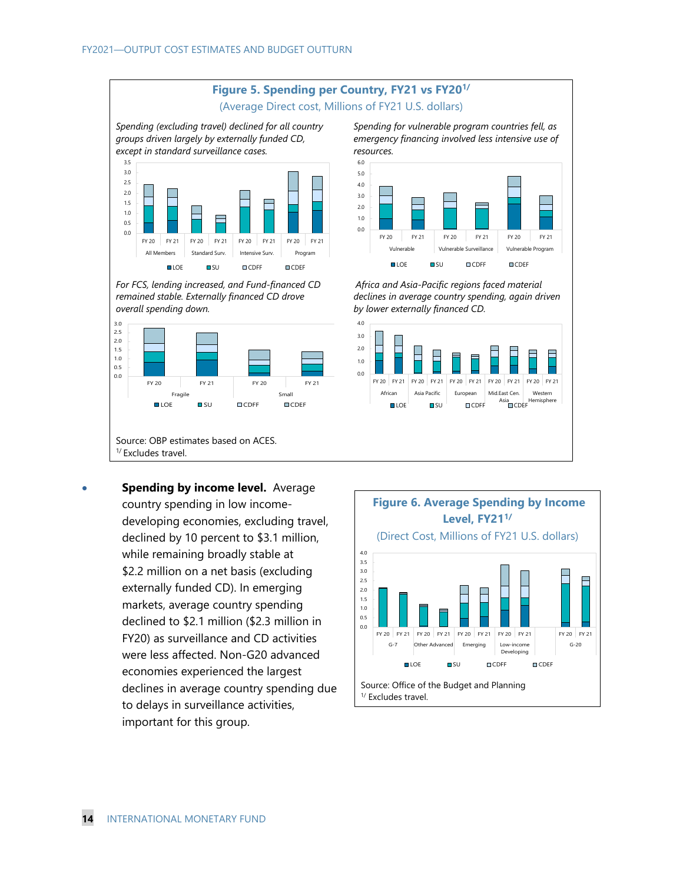**Figure 5. Spending per Country, FY21 vs FY20[1/]**

(Average Direct cost, Millions of FY21 U.S. dollars)

*Spending (excluding travel) declined for all country groups driven largely by externally funded CD, except in standard surveillance cases.*

*Spending for vulnerable program countries fell, as emergency financing involved less intensive use of resources.*

*For FCS, lending increased, and Fund-financed CD remained stable. Externally financed CD drove overall spending down.*

*Africa and Asia-Pacific regions faced material declines in average country spending, again driven by lower externally financed CD.*

Source: OBP estimates based on ACES.
[1/] Excludes travel.

- **Spending by income level.** Average country spending in low income-developing economies, excluding travel, declined by 10 percent to $3.1 million, while remaining broadly stable at $2.2 million on a net basis (excluding externally funded CD). In emerging markets, average country spending declined to $2.1 million ($2.3 million in FY20) as surveillance and CD activities were less affected. Non-G20 advanced economies experienced the largest declines in average country spending due to delays in surveillance activities, important for this group.

**Figure 6. Average Spending by Income Level, FY21[1/]**

(Direct Cost, Millions of FY21 U.S. dollars)

Source: Office of the Budget and Planning
[1/] Excludes travel.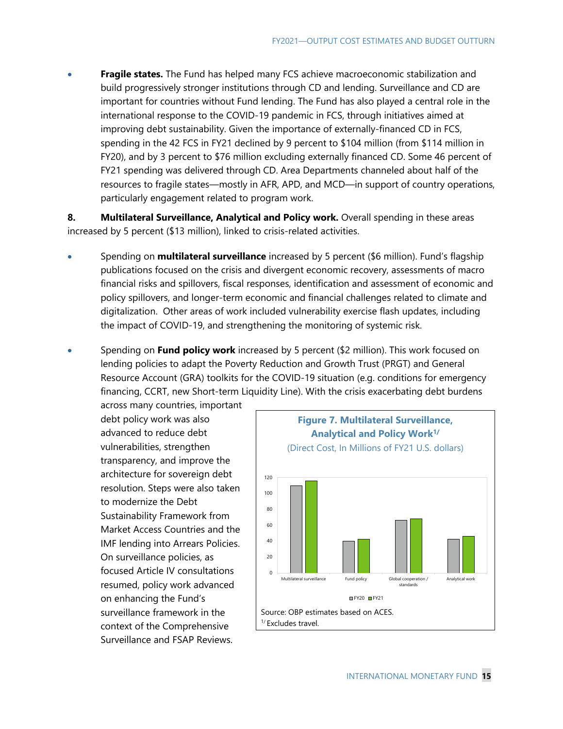- **Fragile states.** The Fund has helped many FCS achieve macroeconomic stabilization and build progressively stronger institutions through CD and lending. Surveillance and CD are important for countries without Fund lending. The Fund has also played a central role in the international response to the COVID-19 pandemic in FCS, through initiatives aimed at improving debt sustainability. Given the importance of externally-financed CD in FCS, spending in the 42 FCS in FY21 declined by 9 percent to $104 million (from $114 million in FY20), and by 3 percent to $76 million excluding externally financed CD. Some 46 percent of FY21 spending was delivered through CD. Area Departments channeled about half of the resources to fragile states—mostly in AFR, APD, and MCD—in support of country operations, particularly engagement related to program work.

**8. Multilateral Surveillance, Analytical and Policy work.** Overall spending in these areas increased by 5 percent ($13 million), linked to crisis-related activities.

- Spending on **multilateral surveillance** increased by 5 percent ($6 million). Fund's flagship publications focused on the crisis and divergent economic recovery, assessments of macro financial risks and spillovers, fiscal responses, identification and assessment of economic and policy spillovers, and longer-term economic and financial challenges related to climate and digitalization. Other areas of work included vulnerability exercise flash updates, including the impact of COVID-19, and strengthening the monitoring of systemic risk.

- Spending on **Fund policy work** increased by 5 percent ($2 million). This work focused on lending policies to adapt the Poverty Reduction and Growth Trust (PRGT) and General Resource Account (GRA) toolkits for the COVID-19 situation (e.g. conditions for emergency financing, CCRT, new Short-term Liquidity Line). With the crisis exacerbating debt burdens across many countries, important debt policy work was also advanced to reduce debt vulnerabilities, strengthen transparency, and improve the architecture for sovereign debt resolution. Steps were also taken to modernize the Debt Sustainability Framework from Market Access Countries and the IMF lending into Arrears Policies. On surveillance policies, as focused Article IV consultations resumed, policy work advanced on enhancing the Fund's surveillance framework in the context of the Comprehensive Surveillance and FSAP Reviews.

**Figure 7. Multilateral Surveillance, Analytical and Policy Work**[1/]

(Direct Cost, In Millions of FY21 U.S. dollars)

Source: OBP estimates based on ACES.

[1/] Excludes travel.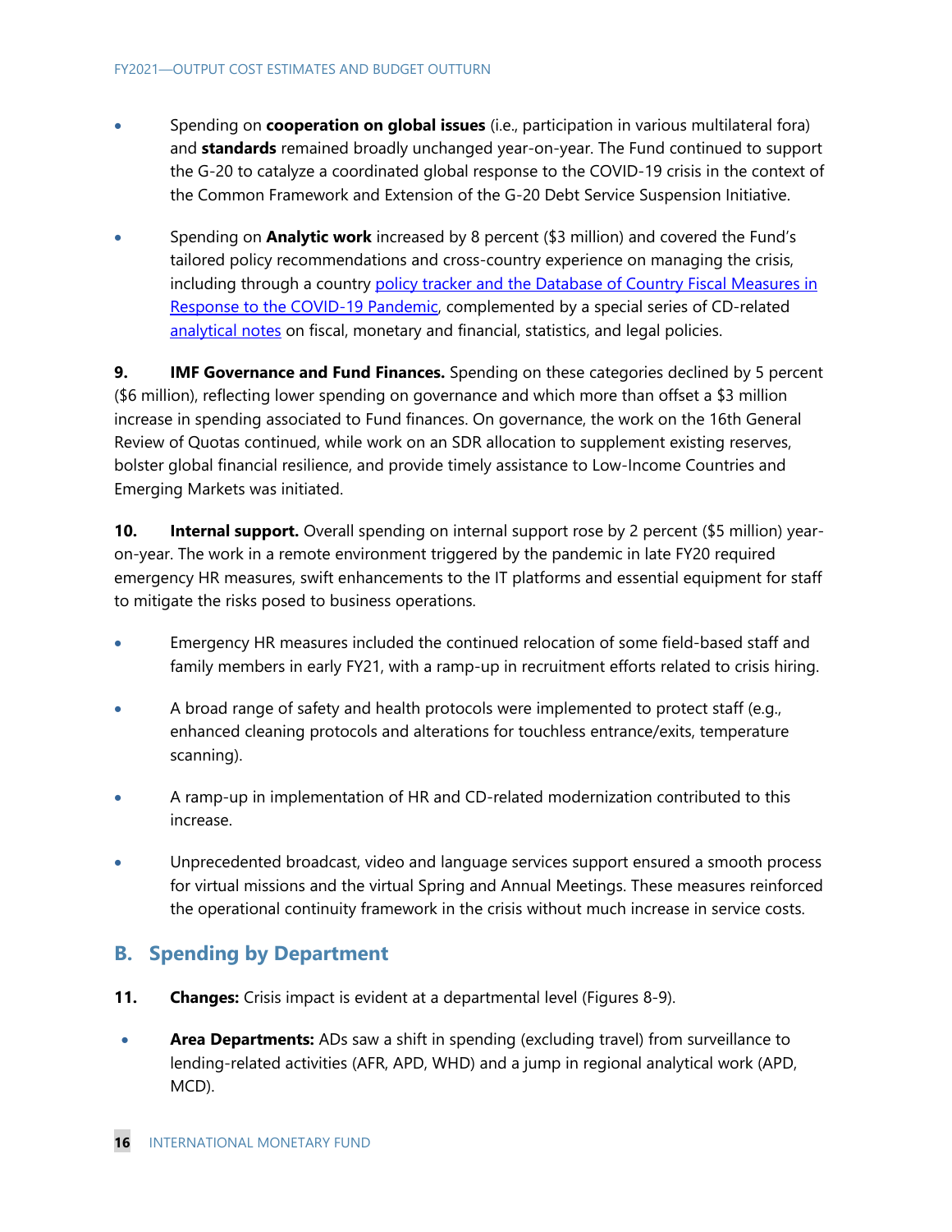- Spending on **cooperation on global issues** (i.e., participation in various multilateral fora) and **standards** remained broadly unchanged year-on-year. The Fund continued to support the G-20 to catalyze a coordinated global response to the COVID-19 crisis in the context of the Common Framework and Extension of the G-20 Debt Service Suspension Initiative.

- Spending on **Analytic work** increased by 8 percent ($3 million) and covered the Fund's tailored policy recommendations and cross-country experience on managing the crisis, including through a country policy tracker and the Database of Country Fiscal Measures in Response to the COVID-19 Pandemic, complemented by a special series of CD-related analytical notes on fiscal, monetary and financial, statistics, and legal policies.

**9. IMF Governance and Fund Finances.** Spending on these categories declined by 5 percent ($6 million), reflecting lower spending on governance and which more than offset a $3 million increase in spending associated to Fund finances. On governance, the work on the 16th General Review of Quotas continued, while work on an SDR allocation to supplement existing reserves, bolster global financial resilience, and provide timely assistance to Low-Income Countries and Emerging Markets was initiated.

**10. Internal support.** Overall spending on internal support rose by 2 percent ($5 million) year-on-year. The work in a remote environment triggered by the pandemic in late FY20 required emergency HR measures, swift enhancements to the IT platforms and essential equipment for staff to mitigate the risks posed to business operations.

- Emergency HR measures included the continued relocation of some field-based staff and family members in early FY21, with a ramp-up in recruitment efforts related to crisis hiring.

- A broad range of safety and health protocols were implemented to protect staff (e.g., enhanced cleaning protocols and alterations for touchless entrance/exits, temperature scanning).

- A ramp-up in implementation of HR and CD-related modernization contributed to this increase.

- Unprecedented broadcast, video and language services support ensured a smooth process for virtual missions and the virtual Spring and Annual Meetings. These measures reinforced the operational continuity framework in the crisis without much increase in service costs.

## B. Spending by Department

**11. Changes:** Crisis impact is evident at a departmental level (Figures 8-9).

- **Area Departments:** ADs saw a shift in spending (excluding travel) from surveillance to lending-related activities (AFR, APD, WHD) and a jump in regional analytical work (APD, MCD).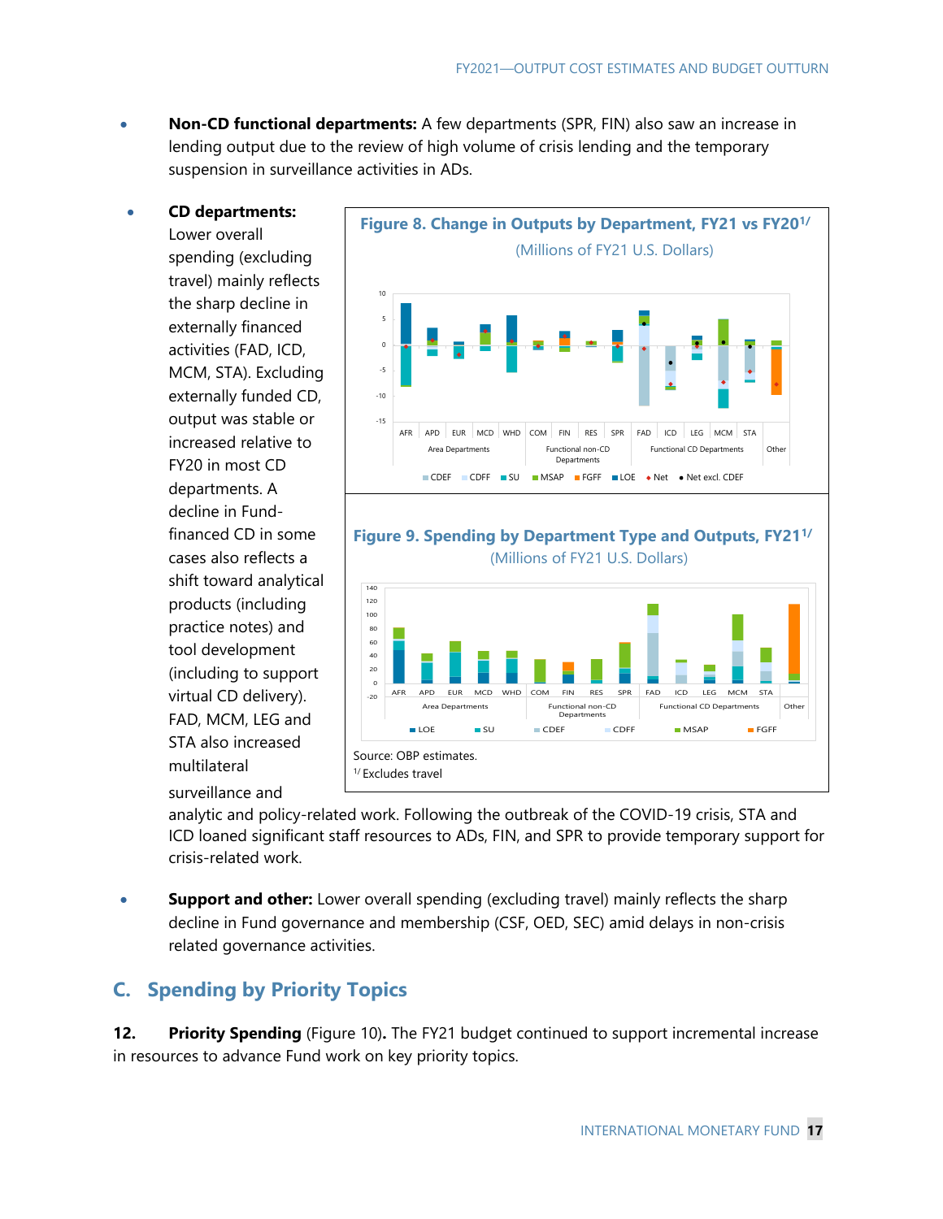- **Non-CD functional departments:** A few departments (SPR, FIN) also saw an increase in lending output due to the review of high volume of crisis lending and the temporary suspension in surveillance activities in ADs.

- **CD departments:** Lower overall spending (excluding travel) mainly reflects the sharp decline in externally financed activities (FAD, ICD, MCM, STA). Excluding externally funded CD, output was stable or increased relative to FY20 in most CD departments. A decline in Fund-financed CD in some cases also reflects a shift toward analytical products (including practice notes) and tool development (including to support virtual CD delivery). FAD, MCM, LEG and STA also increased multilateral surveillance and analytic and policy-related work. Following the outbreak of the COVID-19 crisis, STA and ICD loaned significant staff resources to ADs, FIN, and SPR to provide temporary support for crisis-related work.

**Figure 8. Change in Outputs by Department, FY21 vs FY20[1/]**

(Millions of FY21 U.S. Dollars)

**Figure 9. Spending by Department Type and Outputs, FY21[1/]**

(Millions of FY21 U.S. Dollars)

Source: OBP estimates.

[1/] Excludes travel

- **Support and other:** Lower overall spending (excluding travel) mainly reflects the sharp decline in Fund governance and membership (CSF, OED, SEC) amid delays in non-crisis related governance activities.

## C. Spending by Priority Topics

**12. Priority Spending** (Figure 10)**.** The FY21 budget continued to support incremental increase in resources to advance Fund work on key priority topics.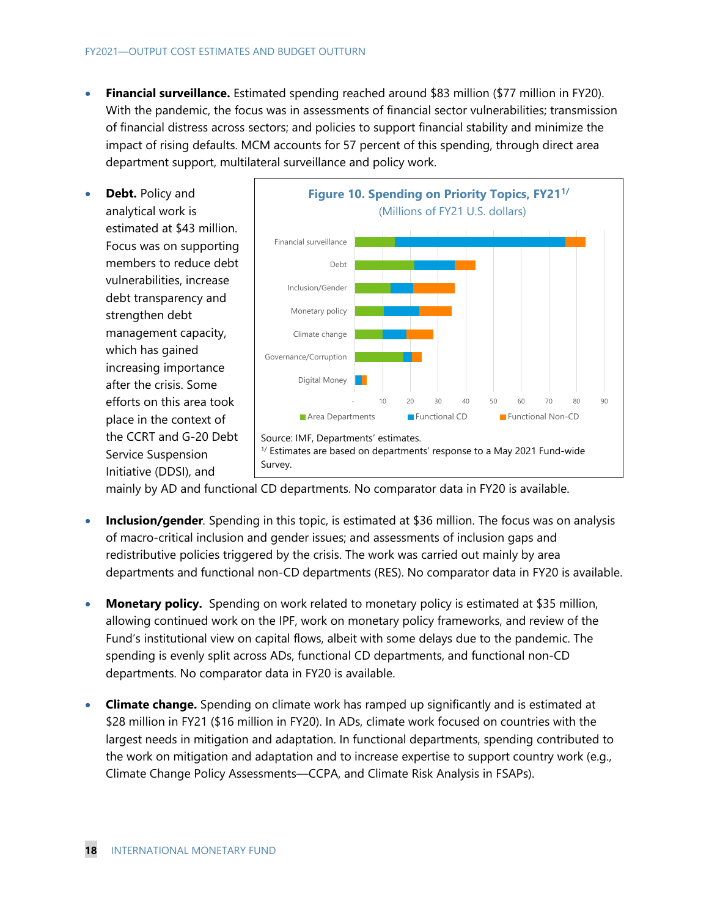- **Financial surveillance.** Estimated spending reached around $83 million ($77 million in FY20). With the pandemic, the focus was in assessments of financial sector vulnerabilities; transmission of financial distress across sectors; and policies to support financial stability and minimize the impact of rising defaults. MCM accounts for 57 percent of this spending, through direct area department support, multilateral surveillance and policy work.

- **Debt.** Policy and analytical work is estimated at $43 million. Focus was on supporting members to reduce debt vulnerabilities, increase debt transparency and strengthen debt management capacity, which has gained increasing importance after the crisis. Some efforts on this area took place in the context of the CCRT and G-20 Debt Service Suspension Initiative (DDSI), and mainly by AD and functional CD departments. No comparator data in FY20 is available.

**Figure 10. Spending on Priority Topics, FY21**[1/]

(Millions of FY21 U.S. dollars)

Categories: Financial surveillance, Debt, Inclusion/Gender, Monetary policy, Climate change, Governance/Corruption, Digital Money

Legend: Area Departments, Functional CD, Functional Non-CD

Source: IMF, Departments' estimates.

[1/] Estimates are based on departments' response to a May 2021 Fund-wide Survey.

- **Inclusion/gender**. Spending in this topic, is estimated at $36 million. The focus was on analysis of macro-critical inclusion and gender issues; and assessments of inclusion gaps and redistributive policies triggered by the crisis. The work was carried out mainly by area departments and functional non-CD departments (RES). No comparator data in FY20 is available.

- **Monetary policy.** Spending on work related to monetary policy is estimated at $35 million, allowing continued work on the IPF, work on monetary policy frameworks, and review of the Fund's institutional view on capital flows, albeit with some delays due to the pandemic. The spending is evenly split across ADs, functional CD departments, and functional non-CD departments. No comparator data in FY20 is available.

- **Climate change.** Spending on climate work has ramped up significantly and is estimated at $28 million in FY21 ($16 million in FY20). In ADs, climate work focused on countries with the largest needs in mitigation and adaptation. In functional departments, spending contributed to the work on mitigation and adaptation and to increase expertise to support country work (e.g., Climate Change Policy Assessments—CCPA, and Climate Risk Analysis in FSAPs).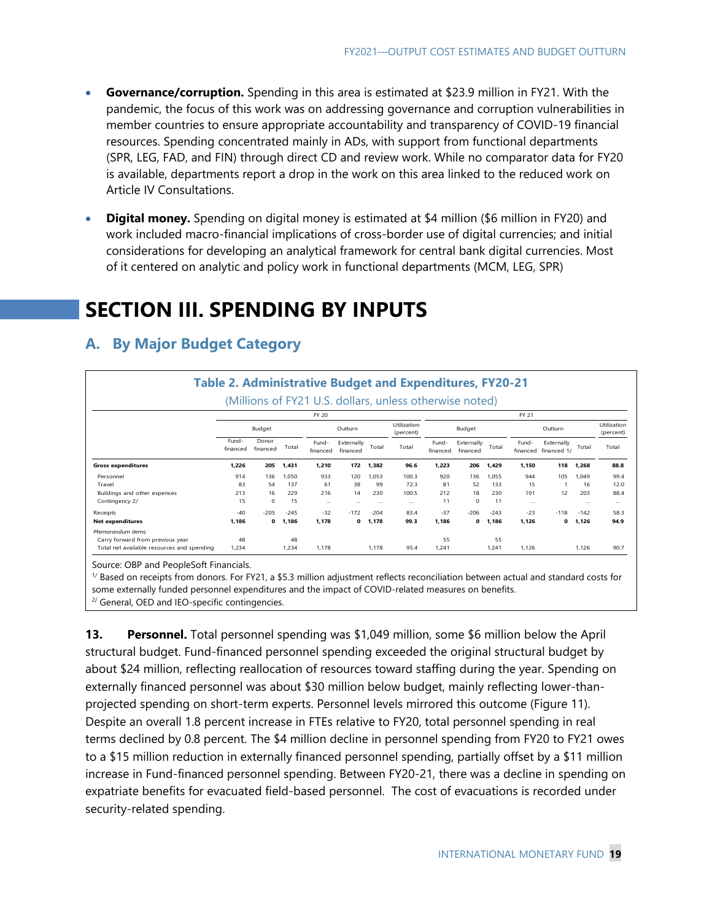- **Governance/corruption.** Spending in this area is estimated at $23.9 million in FY21. With the pandemic, the focus of this work was on addressing governance and corruption vulnerabilities in member countries to ensure appropriate accountability and transparency of COVID-19 financial resources. Spending concentrated mainly in ADs, with support from functional departments (SPR, LEG, FAD, and FIN) through direct CD and review work. While no comparator data for FY20 is available, departments report a drop in the work on this area linked to the reduced work on Article IV Consultations.

- **Digital money.** Spending on digital money is estimated at $4 million ($6 million in FY20) and work included macro-financial implications of cross-border use of digital currencies; and initial considerations for developing an analytical framework for central bank digital currencies. Most of it centered on analytic and policy work in functional departments (MCM, LEG, SPR)

# SECTION III. SPENDING BY INPUTS

## A. By Major Budget Category

**Table 2. Administrative Budget and Expenditures, FY20-21**

(Millions of FY21 U.S. dollars, unless otherwise noted)

| | FY 20 | | | | | | | FY 21 | | | | | | |
|---|---|---|---|---|---|---|---|---|---|---|---|---|---|---|
| | Budget | | | Outturn | | | Utilization (percent) | Budget | | | Outturn | | | Utilization (percent) |
| | Fund-financed | Donor financed | Total | Fund-financed | Externally financed | Total | Total | Fund-financed | Externally financed | Total | Fund-financed | Externally financed 1/ | Total | Total |
| **Gross expenditures** | **1,226** | **205** | **1,431** | **1,210** | **172** | **1,382** | **96.6** | **1,223** | **206** | **1,429** | **1,150** | **118** | **1,268** | **88.8** |
| Personnel | 914 | 136 | 1,050 | 933 | 120 | 1,053 | 100.3 | 920 | 136 | 1,055 | 944 | 105 | 1,049 | 99.4 |
| Travel | 83 | 54 | 137 | 61 | 38 | 99 | 72.3 | 81 | 52 | 133 | 15 | 1 | 16 | 12.0 |
| Buildings and other expenses | 213 | 16 | 229 | 216 | 14 | 230 | 100.5 | 212 | 18 | 230 | 191 | 12 | 203 | 88.4 |
| Contingency 2/ | 15 | 0 | 15 | ... | ... | ... | ... | 11 | 0 | 11 | ... | ... | ... | ... |
| Receipts | -40 | -205 | -245 | -32 | -172 | -204 | 83.4 | -37 | -206 | -243 | -23 | -118 | -142 | 58.3 |
| **Net expenditures** | **1,186** | **0** | **1,186** | **1,178** | **0** | **1,178** | **99.3** | **1,186** | **0** | **1,186** | **1,126** | **0** | **1,126** | **94.9** |
| *Memorandum items:* | | | | | | | | | | | | | | |
| Carry forward from previous year | 48 | | 48 | | | | | 55 | | 55 | | | | |
| Total net available resources and spending | 1,234 | | 1,234 | 1,178 | | 1,178 | 95.4 | 1,241 | | 1,241 | 1,126 | | 1,126 | 90.7 |

Source: OBP and PeopleSoft Financials.

1/ Based on receipts from donors. For FY21, a $5.3 million adjustment reflects reconciliation between actual and standard costs for some externally funded personnel expenditures and the impact of COVID-related measures on benefits.

2/ General, OED and IEO-specific contingencies.

**13. Personnel.** Total personnel spending was $1,049 million, some $6 million below the April structural budget. Fund-financed personnel spending exceeded the original structural budget by about $24 million, reflecting reallocation of resources toward staffing during the year. Spending on externally financed personnel was about $30 million below budget, mainly reflecting lower-than-projected spending on short-term experts. Personnel levels mirrored this outcome (Figure 11). Despite an overall 1.8 percent increase in FTEs relative to FY20, total personnel spending in real terms declined by 0.8 percent. The $4 million decline in personnel spending from FY20 to FY21 owes to a $15 million reduction in externally financed personnel spending, partially offset by a $11 million increase in Fund-financed personnel spending. Between FY20-21, there was a decline in spending on expatriate benefits for evacuated field-based personnel. The cost of evacuations is recorded under security-related spending.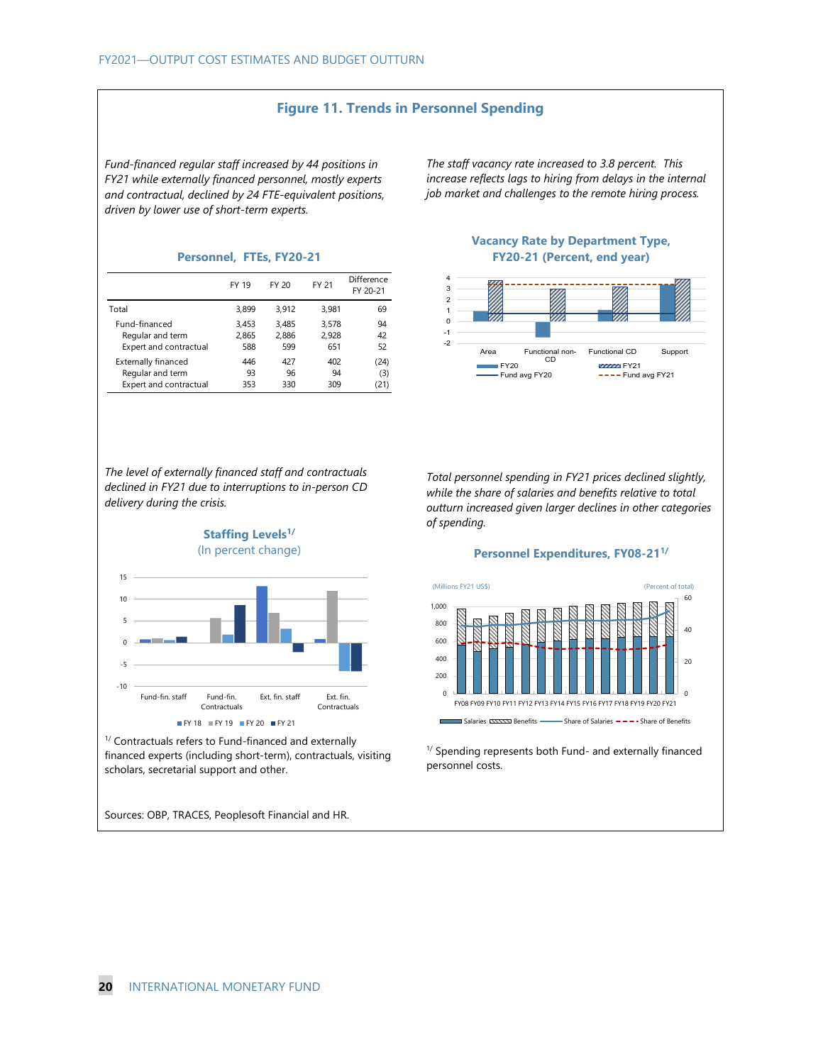## Figure 11. Trends in Personnel Spending

*Fund-financed regular staff increased by 44 positions in FY21 while externally financed personnel, mostly experts and contractual, declined by 24 FTE-equivalent positions, driven by lower use of short-term experts.*

### Personnel, FTEs, FY20-21

| | FY 19 | FY 20 | FY 21 | Difference FY 20-21 |
|---|---|---|---|---|
| Total | 3,899 | 3,912 | 3,981 | 69 |
| Fund-financed | 3,453 | 3,485 | 3,578 | 94 |
| Regular and term | 2,865 | 2,886 | 2,928 | 42 |
| Expert and contractual | 588 | 599 | 651 | 52 |
| Externally financed | 446 | 427 | 402 | (24) |
| Regular and term | 93 | 96 | 94 | (3) |
| Expert and contractual | 353 | 330 | 309 | (21) |

*The staff vacancy rate increased to 3.8 percent. This increase reflects lags to hiring from delays in the internal job market and challenges to the remote hiring process.*

### Vacancy Rate by Department Type, FY20-21 (Percent, end year)

*The level of externally financed staff and contractuals declined in FY21 due to interruptions to in-person CD delivery during the crisis.*

### Staffing Levels[1/]
(In percent change)

[1/] Contractuals refers to Fund-financed and externally financed experts (including short-term), contractuals, visiting scholars, secretarial support and other.

*Total personnel spending in FY21 prices declined slightly, while the share of salaries and benefits relative to total outturn increased given larger declines in other categories of spending.*

### Personnel Expenditures, FY08-21[1/]

[1/] Spending represents both Fund- and externally financed personnel costs.

Sources: OBP, TRACES, Peoplesoft Financial and HR.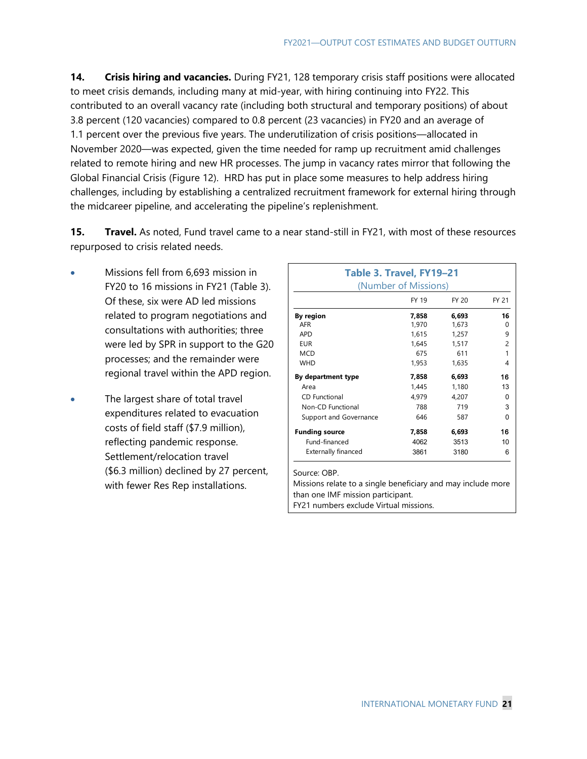**14. Crisis hiring and vacancies.** During FY21, 128 temporary crisis staff positions were allocated to meet crisis demands, including many at mid-year, with hiring continuing into FY22. This contributed to an overall vacancy rate (including both structural and temporary positions) of about 3.8 percent (120 vacancies) compared to 0.8 percent (23 vacancies) in FY20 and an average of 1.1 percent over the previous five years. The underutilization of crisis positions—allocated in November 2020—was expected, given the time needed for ramp up recruitment amid challenges related to remote hiring and new HR processes. The jump in vacancy rates mirror that following the Global Financial Crisis (Figure 12). HRD has put in place some measures to help address hiring challenges, including by establishing a centralized recruitment framework for external hiring through the midcareer pipeline, and accelerating the pipeline's replenishment.

**15. Travel.** As noted, Fund travel came to a near stand-still in FY21, with most of these resources repurposed to crisis related needs.

- Missions fell from 6,693 mission in FY20 to 16 missions in FY21 (Table 3). Of these, six were AD led missions related to program negotiations and consultations with authorities; three were led by SPR in support to the G20 processes; and the remainder were regional travel within the APD region.
- The largest share of total travel expenditures related to evacuation costs of field staff ($7.9 million), reflecting pandemic response. Settlement/relocation travel ($6.3 million) declined by 27 percent, with fewer Res Rep installations.

**Table 3. Travel, FY19–21**
(Number of Missions)

| | FY 19 | FY 20 | FY 21 |
|---|---|---|---|
| **By region** | **7,858** | **6,693** | **16** |
| AFR | 1,970 | 1,673 | 0 |
| APD | 1,615 | 1,257 | 9 |
| EUR | 1,645 | 1,517 | 2 |
| MCD | 675 | 611 | 1 |
| WHD | 1,953 | 1,635 | 4 |
| **By department type** | **7,858** | **6,693** | **16** |
| Area | 1,445 | 1,180 | 13 |
| CD Functional | 4,979 | 4,207 | 0 |
| Non-CD Functional | 788 | 719 | 3 |
| Support and Governance | 646 | 587 | 0 |
| **Funding source** | **7,858** | **6,693** | **16** |
| Fund-financed | 4062 | 3513 | 10 |
| Externally financed | 3861 | 3180 | 6 |

Source: OBP.
Missions relate to a single beneficiary and may include more than one IMF mission participant.
FY21 numbers exclude Virtual missions.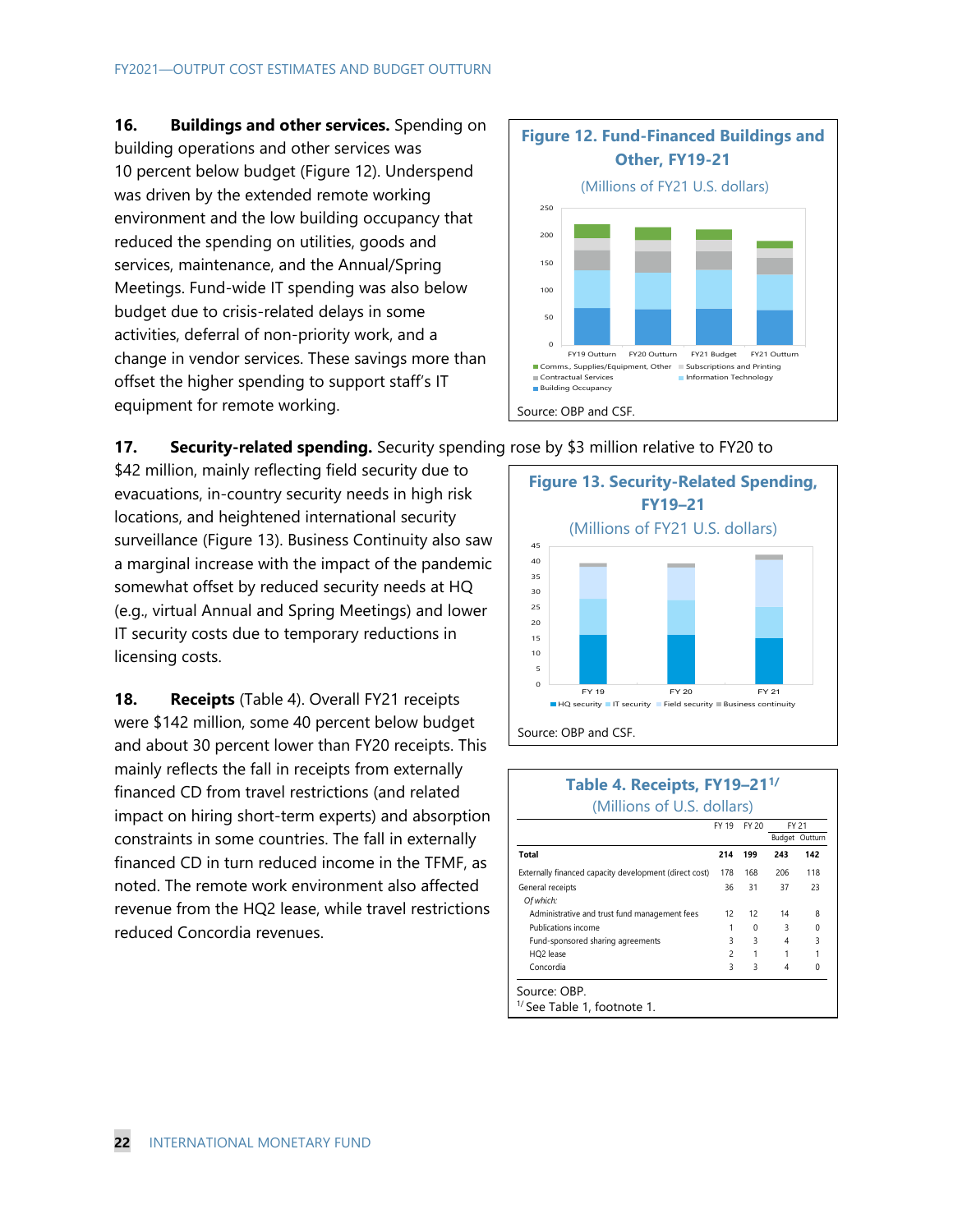**16. Buildings and other services.** Spending on building operations and other services was 10 percent below budget (Figure 12). Underspend was driven by the extended remote working environment and the low building occupancy that reduced the spending on utilities, goods and services, maintenance, and the Annual/Spring Meetings. Fund-wide IT spending was also below budget due to crisis-related delays in some activities, deferral of non-priority work, and a change in vendor services. These savings more than offset the higher spending to support staff's IT equipment for remote working.

**Figure 12. Fund-Financed Buildings and Other, FY19-21**

(Millions of FY21 U.S. dollars)

Source: OBP and CSF.

**17. Security-related spending.** Security spending rose by $3 million relative to FY20 to $42 million, mainly reflecting field security due to evacuations, in-country security needs in high risk locations, and heightened international security surveillance (Figure 13). Business Continuity also saw a marginal increase with the impact of the pandemic somewhat offset by reduced security needs at HQ (e.g., virtual Annual and Spring Meetings) and lower IT security costs due to temporary reductions in licensing costs.

**Figure 13. Security-Related Spending, FY19–21**

(Millions of FY21 U.S. dollars)

Source: OBP and CSF.

**18. Receipts** (Table 4). Overall FY21 receipts were $142 million, some 40 percent below budget and about 30 percent lower than FY20 receipts. This mainly reflects the fall in receipts from externally financed CD from travel restrictions (and related impact on hiring short-term experts) and absorption constraints in some countries. The fall in externally financed CD in turn reduced income in the TFMF, as noted. The remote work environment also affected revenue from the HQ2 lease, while travel restrictions reduced Concordia revenues.

**Table 4. Receipts, FY19–21**[1/]

(Millions of U.S. dollars)

| | FY 19 | FY 20 | FY 21 | |
|---|---|---|---|---|
| | | | Budget | Outturn |
| **Total** | **214** | **199** | **243** | **142** |
| Externally financed capacity development (direct cost) | 178 | 168 | 206 | 118 |
| General receipts | 36 | 31 | 37 | 23 |
| *Of which:* | | | | |
| Administrative and trust fund management fees | 12 | 12 | 14 | 8 |
| Publications income | 1 | 0 | 3 | 0 |
| Fund-sponsored sharing agreements | 3 | 3 | 4 | 3 |
| HQ2 lease | 2 | 1 | 1 | 1 |
| Concordia | 3 | 3 | 4 | 0 |

Source: OBP.

[1/] See Table 1, footnote 1.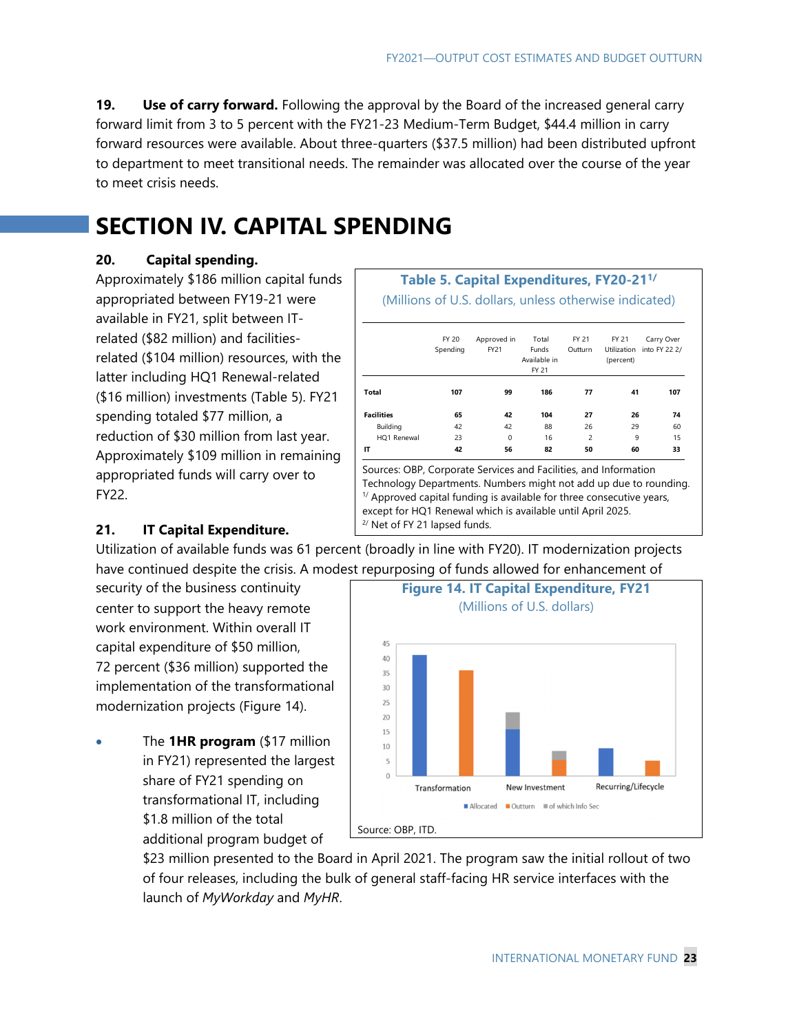**19. Use of carry forward.** Following the approval by the Board of the increased general carry forward limit from 3 to 5 percent with the FY21-23 Medium-Term Budget, $44.4 million in carry forward resources were available. About three-quarters ($37.5 million) had been distributed upfront to department to meet transitional needs. The remainder was allocated over the course of the year to meet crisis needs.

# SECTION IV. CAPITAL SPENDING

**20. Capital spending.** Approximately $186 million capital funds appropriated between FY19-21 were available in FY21, split between IT-related ($82 million) and facilities-related ($104 million) resources, with the latter including HQ1 Renewal-related ($16 million) investments (Table 5). FY21 spending totaled $77 million, a reduction of $30 million from last year. Approximately $109 million in remaining appropriated funds will carry over to FY22.

**Table 5. Capital Expenditures, FY20-21[1/]**

(Millions of U.S. dollars, unless otherwise indicated)

| | FY 20 Spending | Approved in FY21 | Total Funds Available in FY 21 | FY 21 Outturn | FY 21 Utilization (percent) | Carry Over into FY 22 2/ |
|---|---|---|---|---|---|---|
| **Total** | **107** | **99** | **186** | **77** | **41** | **107** |
| **Facilities** | **65** | **42** | **104** | **27** | **26** | **74** |
| Building | 42 | 42 | 88 | 26 | 29 | 60 |
| HQ1 Renewal | 23 | 0 | 16 | 2 | 9 | 15 |
| **IT** | **42** | **56** | **82** | **50** | **60** | **33** |

Sources: OBP, Corporate Services and Facilities, and Information Technology Departments. Numbers might not add up due to rounding.
[1/] Approved capital funding is available for three consecutive years, except for HQ1 Renewal which is available until April 2025.
[2/] Net of FY 21 lapsed funds.

**21. IT Capital Expenditure.** Utilization of available funds was 61 percent (broadly in line with FY20). IT modernization projects have continued despite the crisis. A modest repurposing of funds allowed for enhancement of security of the business continuity center to support the heavy remote work environment. Within overall IT capital expenditure of $50 million, 72 percent ($36 million) supported the implementation of the transformational modernization projects (Figure 14).

**Figure 14. IT Capital Expenditure, FY21**

(Millions of U.S. dollars)

Source: OBP, ITD.

- The **1HR program** ($17 million in FY21) represented the largest share of FY21 spending on transformational IT, including $1.8 million of the total additional program budget of $23 million presented to the Board in April 2021. The program saw the initial rollout of two of four releases, including the bulk of general staff-facing HR service interfaces with the launch of *MyWorkday* and *MyHR*.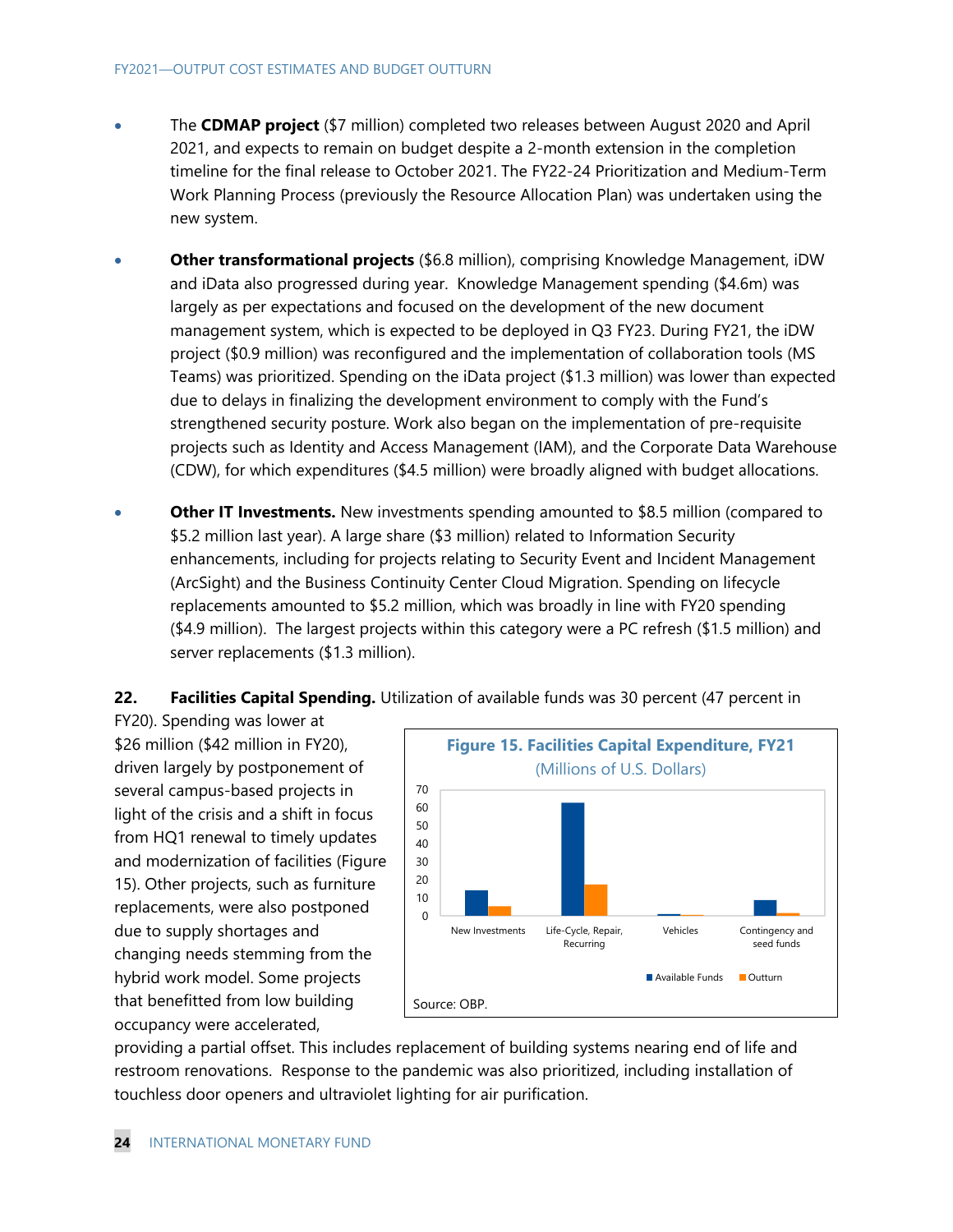- The **CDMAP project** ($7 million) completed two releases between August 2020 and April 2021, and expects to remain on budget despite a 2-month extension in the completion timeline for the final release to October 2021. The FY22-24 Prioritization and Medium-Term Work Planning Process (previously the Resource Allocation Plan) was undertaken using the new system.

- **Other transformational projects** ($6.8 million), comprising Knowledge Management, iDW and iData also progressed during year. Knowledge Management spending ($4.6m) was largely as per expectations and focused on the development of the new document management system, which is expected to be deployed in Q3 FY23. During FY21, the iDW project ($0.9 million) was reconfigured and the implementation of collaboration tools (MS Teams) was prioritized. Spending on the iData project ($1.3 million) was lower than expected due to delays in finalizing the development environment to comply with the Fund's strengthened security posture. Work also began on the implementation of pre-requisite projects such as Identity and Access Management (IAM), and the Corporate Data Warehouse (CDW), for which expenditures ($4.5 million) were broadly aligned with budget allocations.

- **Other IT Investments.** New investments spending amounted to $8.5 million (compared to $5.2 million last year). A large share ($3 million) related to Information Security enhancements, including for projects relating to Security Event and Incident Management (ArcSight) and the Business Continuity Center Cloud Migration. Spending on lifecycle replacements amounted to $5.2 million, which was broadly in line with FY20 spending ($4.9 million). The largest projects within this category were a PC refresh ($1.5 million) and server replacements ($1.3 million).

**22. Facilities Capital Spending.** Utilization of available funds was 30 percent (47 percent in FY20). Spending was lower at $26 million ($42 million in FY20), driven largely by postponement of several campus-based projects in light of the crisis and a shift in focus from HQ1 renewal to timely updates and modernization of facilities (Figure 15). Other projects, such as furniture replacements, were also postponed due to supply shortages and changing needs stemming from the hybrid work model. Some projects that benefitted from low building occupancy were accelerated, providing a partial offset. This includes replacement of building systems nearing end of life and restroom renovations. Response to the pandemic was also prioritized, including installation of touchless door openers and ultraviolet lighting for air purification.

**Figure 15. Facilities Capital Expenditure, FY21**
(Millions of U.S. Dollars)

Source: OBP.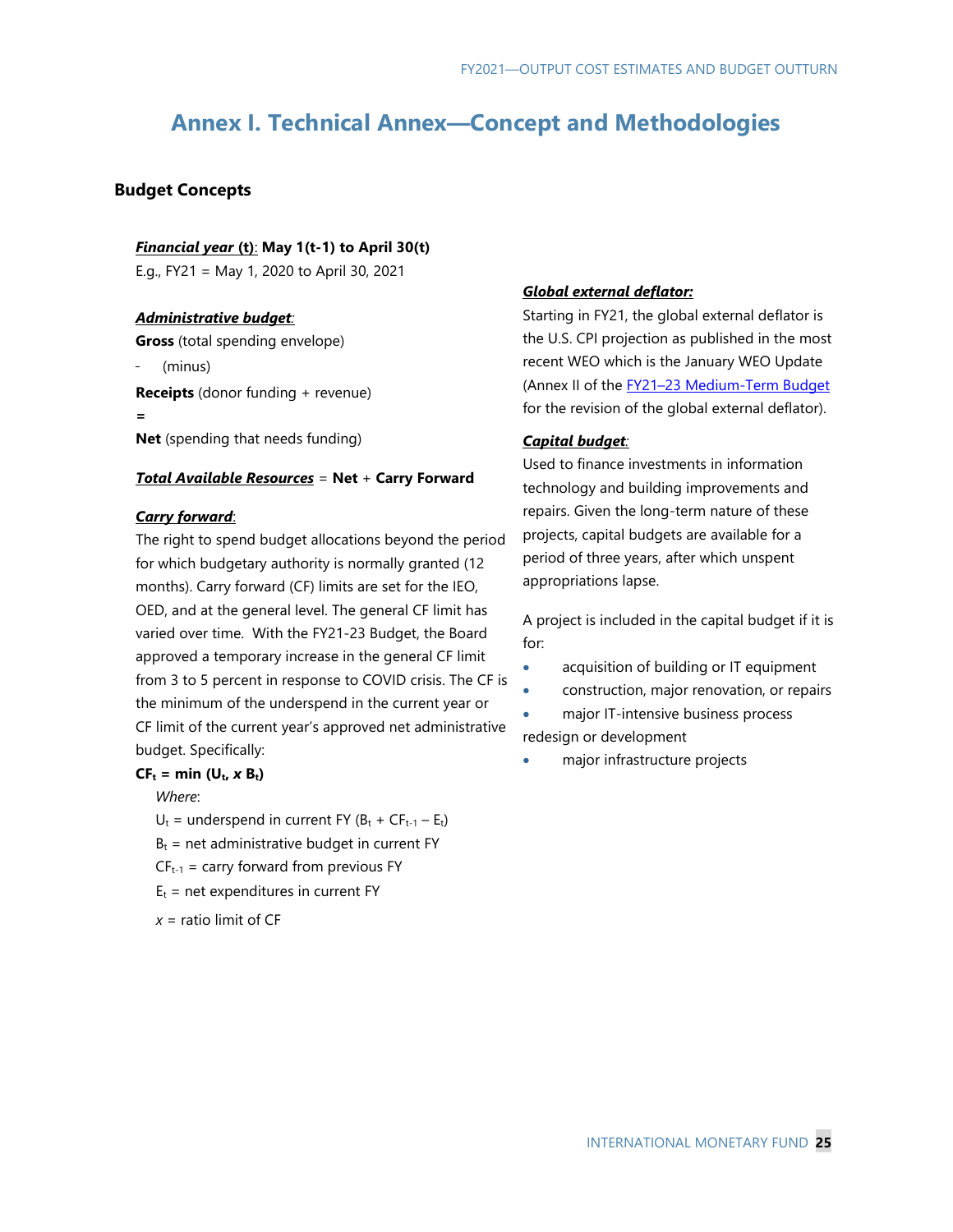# Annex I. Technical Annex—Concept and Methodologies

## Budget Concepts

***Financial year* (t)**: **May 1(t-1) to April 30(t)**

E.g., FY21 = May 1, 2020 to April 30, 2021

***Administrative budget*:**

**Gross** (total spending envelope)

- (minus)

**Receipts** (donor funding + revenue)

**=**

**Net** (spending that needs funding)

***Total Available Resources*** = **Net** + **Carry Forward**

***Carry forward*:**

The right to spend budget allocations beyond the period for which budgetary authority is normally granted (12 months). Carry forward (CF) limits are set for the IEO, OED, and at the general level. The general CF limit has varied over time. With the FY21-23 Budget, the Board approved a temporary increase in the general CF limit from 3 to 5 percent in response to COVID crisis. The CF is the minimum of the underspend in the current year or CF limit of the current year's approved net administrative budget. Specifically:

$$CF_t = \min(U_t, x B_t)$$

*Where*:

$U_t$ = underspend in current FY ($B_t + CF_{t-1} - E_t$)

$B_t$ = net administrative budget in current FY

$CF_{t-1}$ = carry forward from previous FY

$E_t$ = net expenditures in current FY

$x$ = ratio limit of CF

***Global external deflator:***

Starting in FY21, the global external deflator is the U.S. CPI projection as published in the most recent WEO which is the January WEO Update (Annex II of the FY21–23 Medium-Term Budget for the revision of the global external deflator).

***Capital budget*:**

Used to finance investments in information technology and building improvements and repairs. Given the long-term nature of these projects, capital budgets are available for a period of three years, after which unspent appropriations lapse.

A project is included in the capital budget if it is for:

- acquisition of building or IT equipment
- construction, major renovation, or repairs
- major IT-intensive business process redesign or development
- major infrastructure projects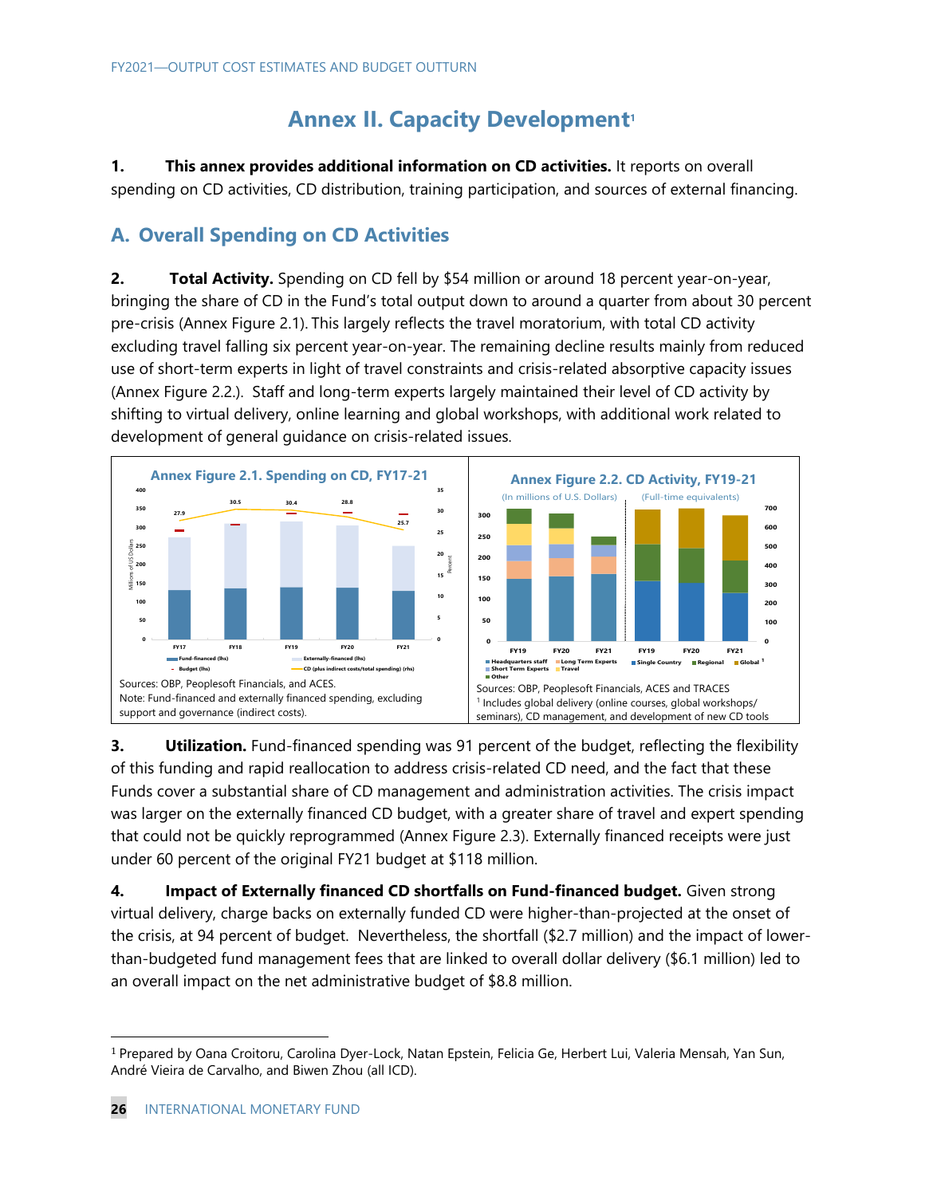# Annex II. Capacity Development[1]

**1. This annex provides additional information on CD activities.** It reports on overall spending on CD activities, CD distribution, training participation, and sources of external financing.

## A. Overall Spending on CD Activities

**2. Total Activity.** Spending on CD fell by $54 million or around 18 percent year-on-year, bringing the share of CD in the Fund's total output down to around a quarter from about 30 percent pre-crisis (Annex Figure 2.1). This largely reflects the travel moratorium, with total CD activity excluding travel falling six percent year-on-year. The remaining decline results mainly from reduced use of short-term experts in light of travel constraints and crisis-related absorptive capacity issues (Annex Figure 2.2.). Staff and long-term experts largely maintained their level of CD activity by shifting to virtual delivery, online learning and global workshops, with additional work related to development of general guidance on crisis-related issues.

**Annex Figure 2.1. Spending on CD, FY17-21**

Sources: OBP, Peoplesoft Financials, and ACES.
Note: Fund-financed and externally financed spending, excluding support and governance (indirect costs).

**Annex Figure 2.2. CD Activity, FY19-21**

(In millions of U.S. Dollars) (Full-time equivalents)

Sources: OBP, Peoplesoft Financials, ACES and TRACES
[1] Includes global delivery (online courses, global workshops/ seminars), CD management, and development of new CD tools

**3. Utilization.** Fund-financed spending was 91 percent of the budget, reflecting the flexibility of this funding and rapid reallocation to address crisis-related CD need, and the fact that these Funds cover a substantial share of CD management and administration activities. The crisis impact was larger on the externally financed CD budget, with a greater share of travel and expert spending that could not be quickly reprogrammed (Annex Figure 2.3). Externally financed receipts were just under 60 percent of the original FY21 budget at $118 million.

**4. Impact of Externally financed CD shortfalls on Fund-financed budget.** Given strong virtual delivery, charge backs on externally funded CD were higher-than-projected at the onset of the crisis, at 94 percent of budget. Nevertheless, the shortfall ($2.7 million) and the impact of lower-than-budgeted fund management fees that are linked to overall dollar delivery ($6.1 million) led to an overall impact on the net administrative budget of $8.8 million.

---

[1] Prepared by Oana Croitoru, Carolina Dyer-Lock, Natan Epstein, Felicia Ge, Herbert Lui, Valeria Mensah, Yan Sun, André Vieira de Carvalho, and Biwen Zhou (all ICD).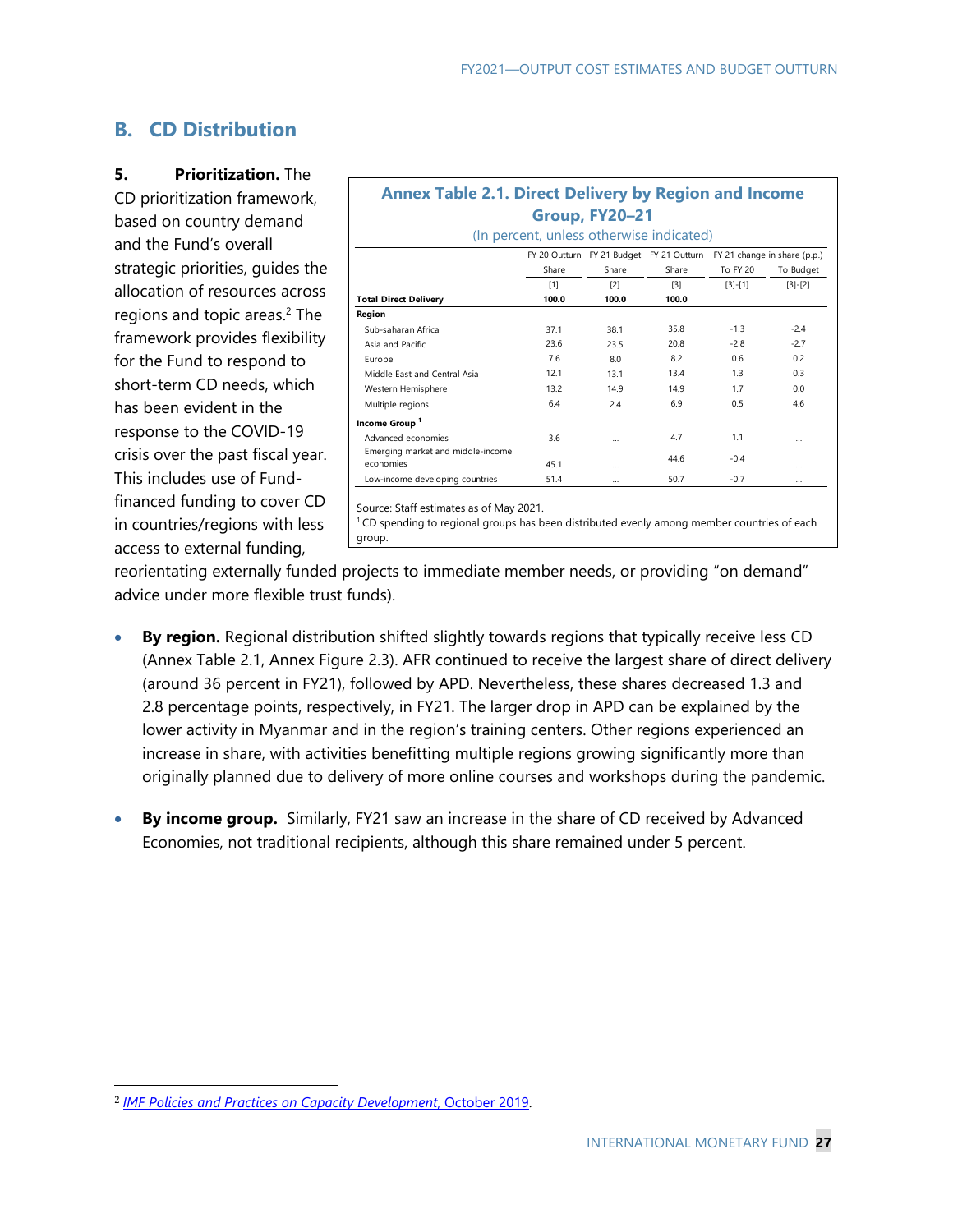## B. CD Distribution

**5. Prioritization.** The CD prioritization framework, based on country demand and the Fund's overall strategic priorities, guides the allocation of resources across regions and topic areas.[2] The framework provides flexibility for the Fund to respond to short-term CD needs, which has been evident in the response to the COVID-19 crisis over the past fiscal year. This includes use of Fund-financed funding to cover CD in countries/regions with less access to external funding, reorientating externally funded projects to immediate member needs, or providing "on demand" advice under more flexible trust funds).

**Annex Table 2.1. Direct Delivery by Region and Income Group, FY20–21**

(In percent, unless otherwise indicated)

| | FY 20 Outturn | FY 21 Budget | FY 21 Outturn | FY 21 change in share (p.p.) | |
|---|---|---|---|---|---|
| | Share | Share | Share | To FY 20 | To Budget |
| | [1] | [2] | [3] | [3]-[1] | [3]-[2] |
| **Total Direct Delivery** | **100.0** | **100.0** | **100.0** | | |
| **Region** | | | | | |
| Sub-saharan Africa | 37.1 | 38.1 | 35.8 | -1.3 | -2.4 |
| Asia and Pacific | 23.6 | 23.5 | 20.8 | -2.8 | -2.7 |
| Europe | 7.6 | 8.0 | 8.2 | 0.6 | 0.2 |
| Middle East and Central Asia | 12.1 | 13.1 | 13.4 | 1.3 | 0.3 |
| Western Hemisphere | 13.2 | 14.9 | 14.9 | 1.7 | 0.0 |
| Multiple regions | 6.4 | 2.4 | 6.9 | 0.5 | 4.6 |
| **Income Group** [1] | | | | | |
| Advanced economies | 3.6 | … | 4.7 | 1.1 | … |
| Emerging market and middle-income economies | 45.1 | … | 44.6 | -0.4 | … |
| Low-income developing countries | 51.4 | … | 50.7 | -0.7 | … |

Source: Staff estimates as of May 2021.

[1] CD spending to regional groups has been distributed evenly among member countries of each group.

- **By region.** Regional distribution shifted slightly towards regions that typically receive less CD (Annex Table 2.1, Annex Figure 2.3). AFR continued to receive the largest share of direct delivery (around 36 percent in FY21), followed by APD. Nevertheless, these shares decreased 1.3 and 2.8 percentage points, respectively, in FY21. The larger drop in APD can be explained by the lower activity in Myanmar and in the region's training centers. Other regions experienced an increase in share, with activities benefitting multiple regions growing significantly more than originally planned due to delivery of more online courses and workshops during the pandemic.

- **By income group.** Similarly, FY21 saw an increase in the share of CD received by Advanced Economies, not traditional recipients, although this share remained under 5 percent.

---

[2] *IMF Policies and Practices on Capacity Development*, October 2019.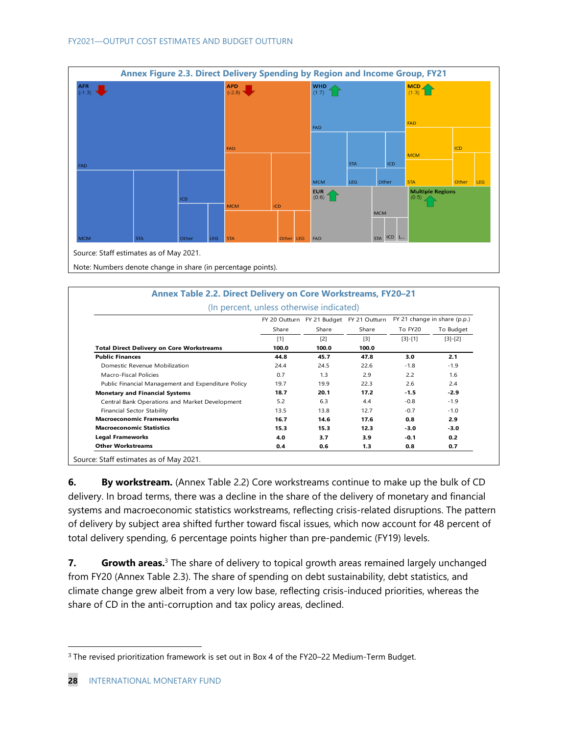**Annex Figure 2.3. Direct Delivery Spending by Region and Income Group, FY21**

AFR (-1.3) — FAD, MCM, STA, ICD, Other, LEG

APD (-2.8) — FAD, MCM, ICD, STA, Other, LEG

WHD (1.7) — FAD, MCM, STA, ICD, LEG, Other

MCD (1.3) — FAD, MCM, ICD, STA, Other, LEG

EUR (0.6) — FAD, MCM, STA, ICD, L...

Multiple Regions (0.5)

Source: Staff estimates as of May 2021.

Note: Numbers denote change in share (in percentage points).

**Annex Table 2.2. Direct Delivery on Core Workstreams, FY20–21**

(In percent, unless otherwise indicated)

| | FY 20 Outturn | FY 21 Budget | FY 21 Outturn | FY 21 change in share (p.p.) | |
|---|---|---|---|---|---|
| | Share | Share | Share | To FY20 | To Budget |
| | [1] | [2] | [3] | [3]-[1] | [3]-[2] |
| **Total Direct Delivery on Core Workstreams** | **100.0** | **100.0** | **100.0** | | |
| **Public Finances** | **44.8** | **45.7** | **47.8** | **3.0** | **2.1** |
| Domestic Revenue Mobilization | 24.4 | 24.5 | 22.6 | -1.8 | -1.9 |
| Macro-Fiscal Policies | 0.7 | 1.3 | 2.9 | 2.2 | 1.6 |
| Public Financial Management and Expenditure Policy | 19.7 | 19.9 | 22.3 | 2.6 | 2.4 |
| **Monetary and Financial Systems** | **18.7** | **20.1** | **17.2** | **-1.5** | **-2.9** |
| Central Bank Operations and Market Development | 5.2 | 6.3 | 4.4 | -0.8 | -1.9 |
| Financial Sector Stability | 13.5 | 13.8 | 12.7 | -0.7 | -1.0 |
| **Macroeconomic Frameworks** | **16.7** | **14.6** | **17.6** | **0.8** | **2.9** |
| **Macroeconomic Statistics** | **15.3** | **15.3** | **12.3** | **-3.0** | **-3.0** |
| **Legal Frameworks** | **4.0** | **3.7** | **3.9** | **-0.1** | **0.2** |
| **Other Workstreams** | **0.4** | **0.6** | **1.3** | **0.8** | **0.7** |

Source: Staff estimates as of May 2021.

6. **By workstream.** (Annex Table 2.2) Core workstreams continue to make up the bulk of CD delivery. In broad terms, there was a decline in the share of the delivery of monetary and financial systems and macroeconomic statistics workstreams, reflecting crisis-related disruptions. The pattern of delivery by subject area shifted further toward fiscal issues, which now account for 48 percent of total delivery spending, 6 percentage points higher than pre-pandemic (FY19) levels.

7. **Growth areas.**[3] The share of delivery to topical growth areas remained largely unchanged from FY20 (Annex Table 2.3). The share of spending on debt sustainability, debt statistics, and climate change grew albeit from a very low base, reflecting crisis-induced priorities, whereas the share of CD in the anti-corruption and tax policy areas, declined.

[3] The revised prioritization framework is set out in Box 4 of the FY20–22 Medium-Term Budget.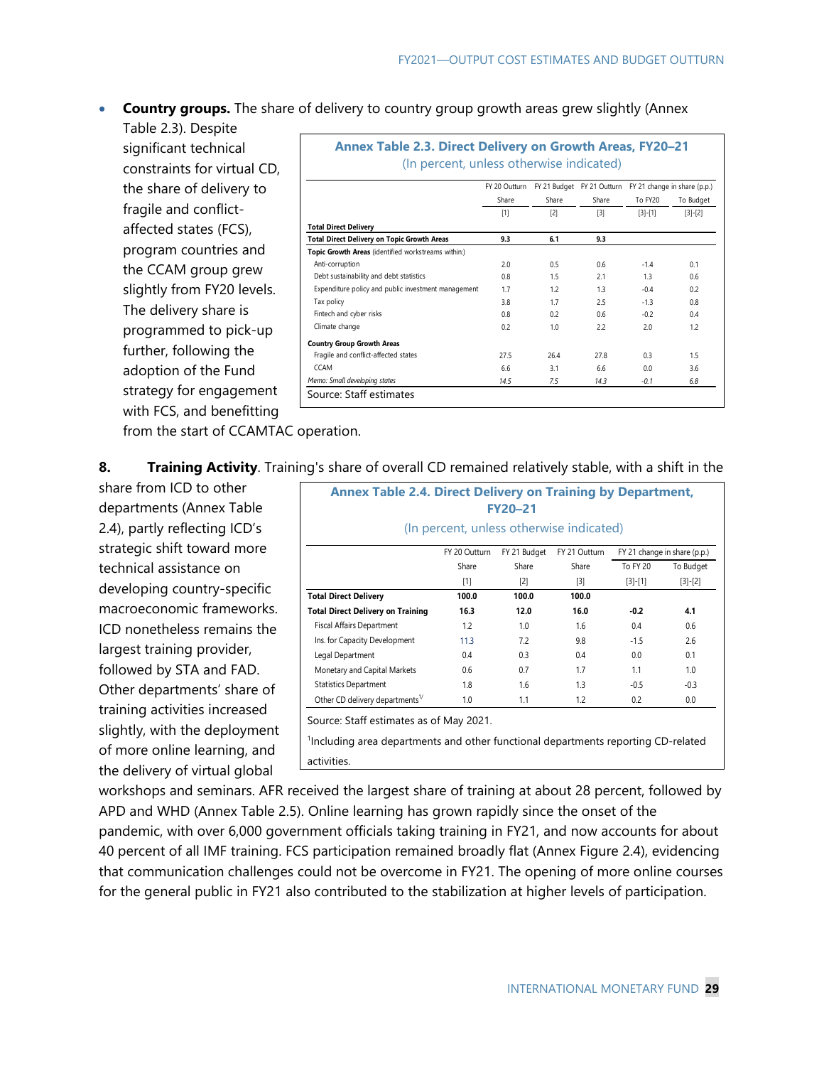- **Country groups.** The share of delivery to country group growth areas grew slightly (Annex Table 2.3). Despite significant technical constraints for virtual CD, the share of delivery to fragile and conflict-affected states (FCS), program countries and the CCAM group grew slightly from FY20 levels. The delivery share is programmed to pick-up further, following the adoption of the Fund strategy for engagement with FCS, and benefitting from the start of CCAMTAC operation.

**Annex Table 2.3. Direct Delivery on Growth Areas, FY20–21**

(In percent, unless otherwise indicated)

| | FY 20 Outturn | FY 21 Budget | FY 21 Outturn | FY 21 change in share (p.p.) | |
|---|---|---|---|---|---|
| | Share | Share | Share | To FY20 | To Budget |
| | [1] | [2] | [3] | [3]-[1] | [3]-[2] |
| **Total Direct Delivery** | | | | | |
| **Total Direct Delivery on Topic Growth Areas** | **9.3** | **6.1** | **9.3** | | |
| **Topic Growth Areas** (identified workstreams within:) | | | | | |
| Anti-corruption | 2.0 | 0.5 | 0.6 | -1.4 | 0.1 |
| Debt sustainability and debt statistics | 0.8 | 1.5 | 2.1 | 1.3 | 0.6 |
| Expenditure policy and public investment management | 1.7 | 1.2 | 1.3 | -0.4 | 0.2 |
| Tax policy | 3.8 | 1.7 | 2.5 | -1.3 | 0.8 |
| Fintech and cyber risks | 0.8 | 0.2 | 0.6 | -0.2 | 0.4 |
| Climate change | 0.2 | 1.0 | 2.2 | 2.0 | 1.2 |
| **Country Group Growth Areas** | | | | | |
| Fragile and conflict-affected states | 27.5 | 26.4 | 27.8 | 0.3 | 1.5 |
| CCAM | 6.6 | 3.1 | 6.6 | 0.0 | 3.6 |
| *Memo: Small developing states* | *14.5* | *7.5* | *14.3* | *-0.1* | *6.8* |

Source: Staff estimates

**8. Training Activity**. Training's share of overall CD remained relatively stable, with a shift in the share from ICD to other departments (Annex Table 2.4), partly reflecting ICD's strategic shift toward more technical assistance on developing country-specific macroeconomic frameworks. ICD nonetheless remains the largest training provider, followed by STA and FAD. Other departments' share of training activities increased slightly, with the deployment of more online learning, and the delivery of virtual global workshops and seminars. AFR received the largest share of training at about 28 percent, followed by APD and WHD (Annex Table 2.5). Online learning has grown rapidly since the onset of the pandemic, with over 6,000 government officials taking training in FY21, and now accounts for about 40 percent of all IMF training. FCS participation remained broadly flat (Annex Figure 2.4), evidencing that communication challenges could not be overcome in FY21. The opening of more online courses for the general public in FY21 also contributed to the stabilization at higher levels of participation.

**Annex Table 2.4. Direct Delivery on Training by Department, FY20–21**

(In percent, unless otherwise indicated)

| | FY 20 Outturn | FY 21 Budget | FY 21 Outturn | FY 21 change in share (p.p.) | |
|---|---|---|---|---|---|
| | Share | Share | Share | To FY 20 | To Budget |
| | [1] | [2] | [3] | [3]-[1] | [3]-[2] |
| **Total Direct Delivery** | **100.0** | **100.0** | **100.0** | | |
| **Total Direct Delivery on Training** | **16.3** | **12.0** | **16.0** | **-0.2** | **4.1** |
| Fiscal Affairs Department | 1.2 | 1.0 | 1.6 | 0.4 | 0.6 |
| Ins. for Capacity Development | 11.3 | 7.2 | 9.8 | -1.5 | 2.6 |
| Legal Department | 0.4 | 0.3 | 0.4 | 0.0 | 0.1 |
| Monetary and Capital Markets | 0.6 | 0.7 | 1.7 | 1.1 | 1.0 |
| Statistics Department | 1.8 | 1.6 | 1.3 | -0.5 | -0.3 |
| Other CD delivery departments[1/] | 1.0 | 1.1 | 1.2 | 0.2 | 0.0 |

Source: Staff estimates as of May 2021.

[1]Including area departments and other functional departments reporting CD-related activities.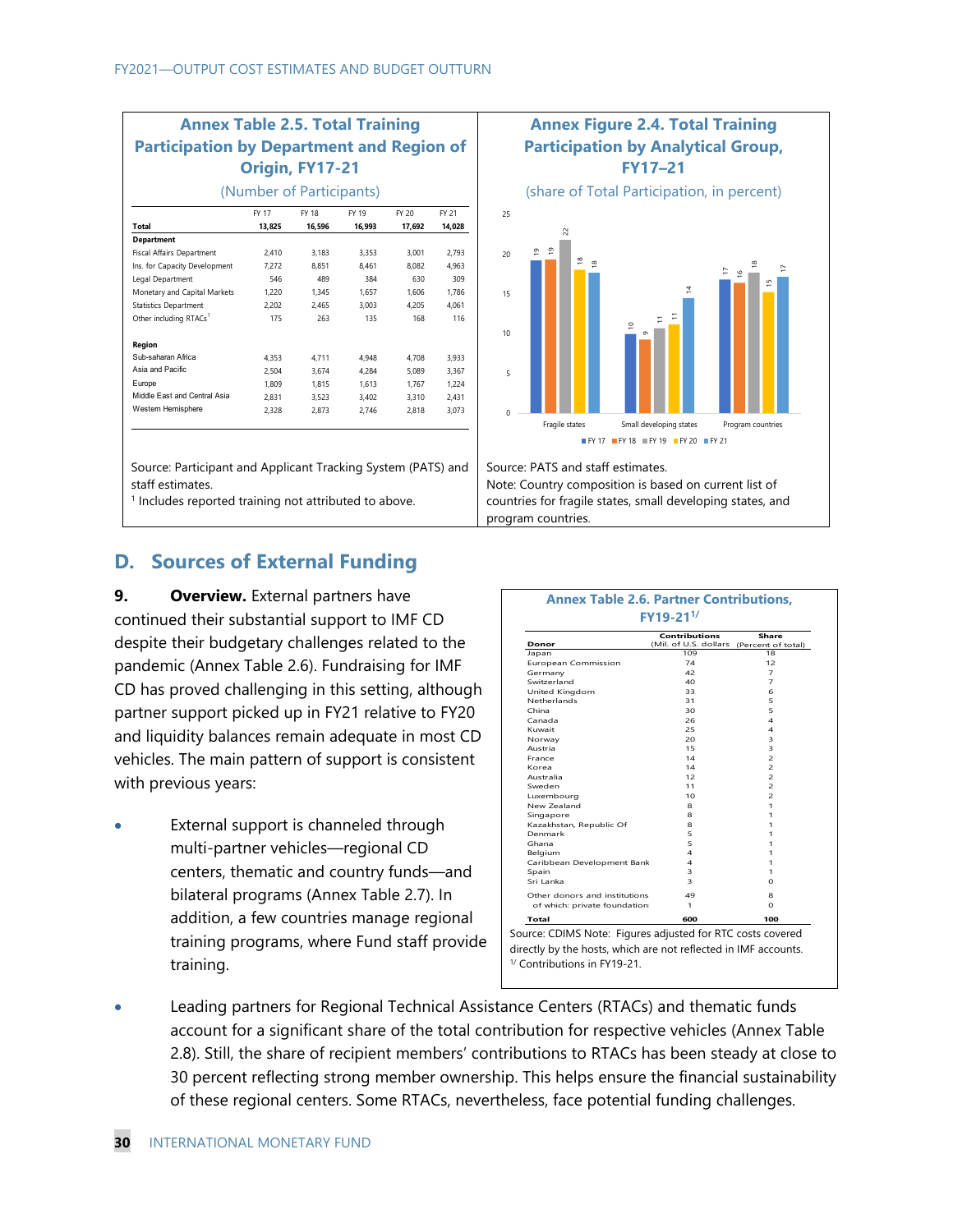**Annex Table 2.5. Total Training Participation by Department and Region of Origin, FY17-21**

(Number of Participants)

| | FY 17 | FY 18 | FY 19 | FY 20 | FY 21 |
|---|---|---|---|---|---|
| **Total** | **13,825** | **16,596** | **16,993** | **17,692** | **14,028** |
| **Department** | | | | | |
| Fiscal Affairs Department | 2,410 | 3,183 | 3,353 | 3,001 | 2,793 |
| Ins. for Capacity Development | 7,272 | 8,851 | 8,461 | 8,082 | 4,963 |
| Legal Department | 546 | 489 | 384 | 630 | 309 |
| Monetary and Capital Markets | 1,220 | 1,345 | 1,657 | 1,606 | 1,786 |
| Statistics Department | 2,202 | 2,465 | 3,003 | 4,205 | 4,061 |
| Other including RTACs[1] | 175 | 263 | 135 | 168 | 116 |
| **Region** | | | | | |
| Sub-saharan Africa | 4,353 | 4,711 | 4,948 | 4,708 | 3,933 |
| Asia and Pacific | 2,504 | 3,674 | 4,284 | 5,089 | 3,367 |
| Europe | 1,809 | 1,815 | 1,613 | 1,767 | 1,224 |
| Middle East and Central Asia | 2,831 | 3,523 | 3,402 | 3,310 | 2,431 |
| Western Hemisphere | 2,328 | 2,873 | 2,746 | 2,818 | 3,073 |

Source: Participant and Applicant Tracking System (PATS) and staff estimates.
[1] Includes reported training not attributed to above.

**Annex Figure 2.4. Total Training Participation by Analytical Group, FY17–21**

(share of Total Participation, in percent)

| | FY 17 | FY 18 | FY 19 | FY 20 | FY 21 |
|---|---|---|---|---|---|
| Fragile states | 19 | 19 | 22 | 18 | 18 |
| Small developing states | 10 | 9 | 11 | 11 | 14 |
| Program countries | 17 | 16 | 18 | 15 | 17 |

Source: PATS and staff estimates.
Note: Country composition is based on current list of countries for fragile states, small developing states, and program countries.

## D. Sources of External Funding

**9. Overview.** External partners have continued their substantial support to IMF CD despite their budgetary challenges related to the pandemic (Annex Table 2.6). Fundraising for IMF CD has proved challenging in this setting, although partner support picked up in FY21 relative to FY20 and liquidity balances remain adequate in most CD vehicles. The main pattern of support is consistent with previous years:

- External support is channeled through multi-partner vehicles—regional CD centers, thematic and country funds—and bilateral programs (Annex Table 2.7). In addition, a few countries manage regional training programs, where Fund staff provide training.
- Leading partners for Regional Technical Assistance Centers (RTACs) and thematic funds account for a significant share of the total contribution for respective vehicles (Annex Table 2.8). Still, the share of recipient members' contributions to RTACs has been steady at close to 30 percent reflecting strong member ownership. This helps ensure the financial sustainability of these regional centers. Some RTACs, nevertheless, face potential funding challenges.

**Annex Table 2.6. Partner Contributions, FY19-21[1/]**

| Donor | Contributions (Mil. of U.S. dollars) | Share (Percent of total) |
|---|---|---|
| Japan | 109 | 18 |
| European Commission | 74 | 12 |
| Germany | 42 | 7 |
| Switzerland | 40 | 7 |
| United Kingdom | 33 | 6 |
| Netherlands | 31 | 5 |
| China | 30 | 5 |
| Canada | 26 | 4 |
| Kuwait | 25 | 4 |
| Norway | 20 | 3 |
| Austria | 15 | 3 |
| France | 14 | 2 |
| Korea | 14 | 2 |
| Australia | 12 | 2 |
| Sweden | 11 | 2 |
| Luxembourg | 10 | 2 |
| New Zealand | 8 | 1 |
| Singapore | 8 | 1 |
| Kazakhstan, Republic Of | 8 | 1 |
| Denmark | 5 | 1 |
| Ghana | 5 | 1 |
| Belgium | 4 | 1 |
| Caribbean Development Bank | 4 | 1 |
| Spain | 3 | 1 |
| Sri Lanka | 3 | 0 |
| Other donors and institutions | 49 | 8 |
| of which: private foundation | 1 | 0 |
| **Total** | **600** | **100** |

Source: CDIMS Note: Figures adjusted for RTC costs covered directly by the hosts, which are not reflected in IMF accounts.
[1/] Contributions in FY19-21.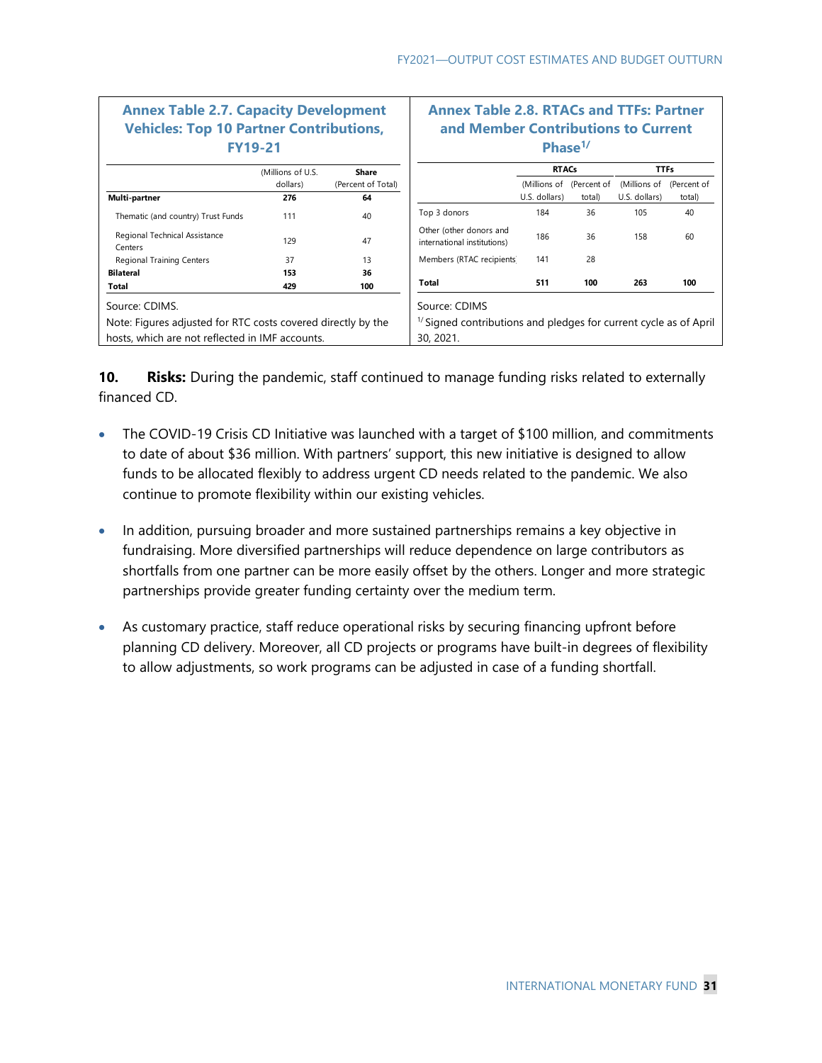### Annex Table 2.7. Capacity Development Vehicles: Top 10 Partner Contributions, FY19-21

| | (Millions of U.S. dollars) | Share (Percent of Total) |
|---|---|---|
| **Multi-partner** | **276** | **64** |
| Thematic (and country) Trust Funds | 111 | 40 |
| Regional Technical Assistance Centers | 129 | 47 |
| Regional Training Centers | 37 | 13 |
| **Bilateral** | **153** | **36** |
| **Total** | **429** | **100** |

Source: CDIMS.

Note: Figures adjusted for RTC costs covered directly by the hosts, which are not reflected in IMF accounts.

### Annex Table 2.8. RTACs and TTFs: Partner and Member Contributions to Current Phase[1/]

| | RTACs | | TTFs | |
|---|---|---|---|---|
| | (Millions of U.S. dollars) | (Percent of total) | (Millions of U.S. dollars) | (Percent of total) |
| Top 3 donors | 184 | 36 | 105 | 40 |
| Other (other donors and international institutions) | 186 | 36 | 158 | 60 |
| Members (RTAC recipients) | 141 | 28 | | |
| **Total** | **511** | **100** | **263** | **100** |

Source: CDIMS

[1/] Signed contributions and pledges for current cycle as of April 30, 2021.

**10. Risks:** During the pandemic, staff continued to manage funding risks related to externally financed CD.

- The COVID-19 Crisis CD Initiative was launched with a target of $100 million, and commitments to date of about $36 million. With partners' support, this new initiative is designed to allow funds to be allocated flexibly to address urgent CD needs related to the pandemic. We also continue to promote flexibility within our existing vehicles.
- In addition, pursuing broader and more sustained partnerships remains a key objective in fundraising. More diversified partnerships will reduce dependence on large contributors as shortfalls from one partner can be more easily offset by the others. Longer and more strategic partnerships provide greater funding certainty over the medium term.
- As customary practice, staff reduce operational risks by securing financing upfront before planning CD delivery. Moreover, all CD projects or programs have built-in degrees of flexibility to allow adjustments, so work programs can be adjusted in case of a funding shortfall.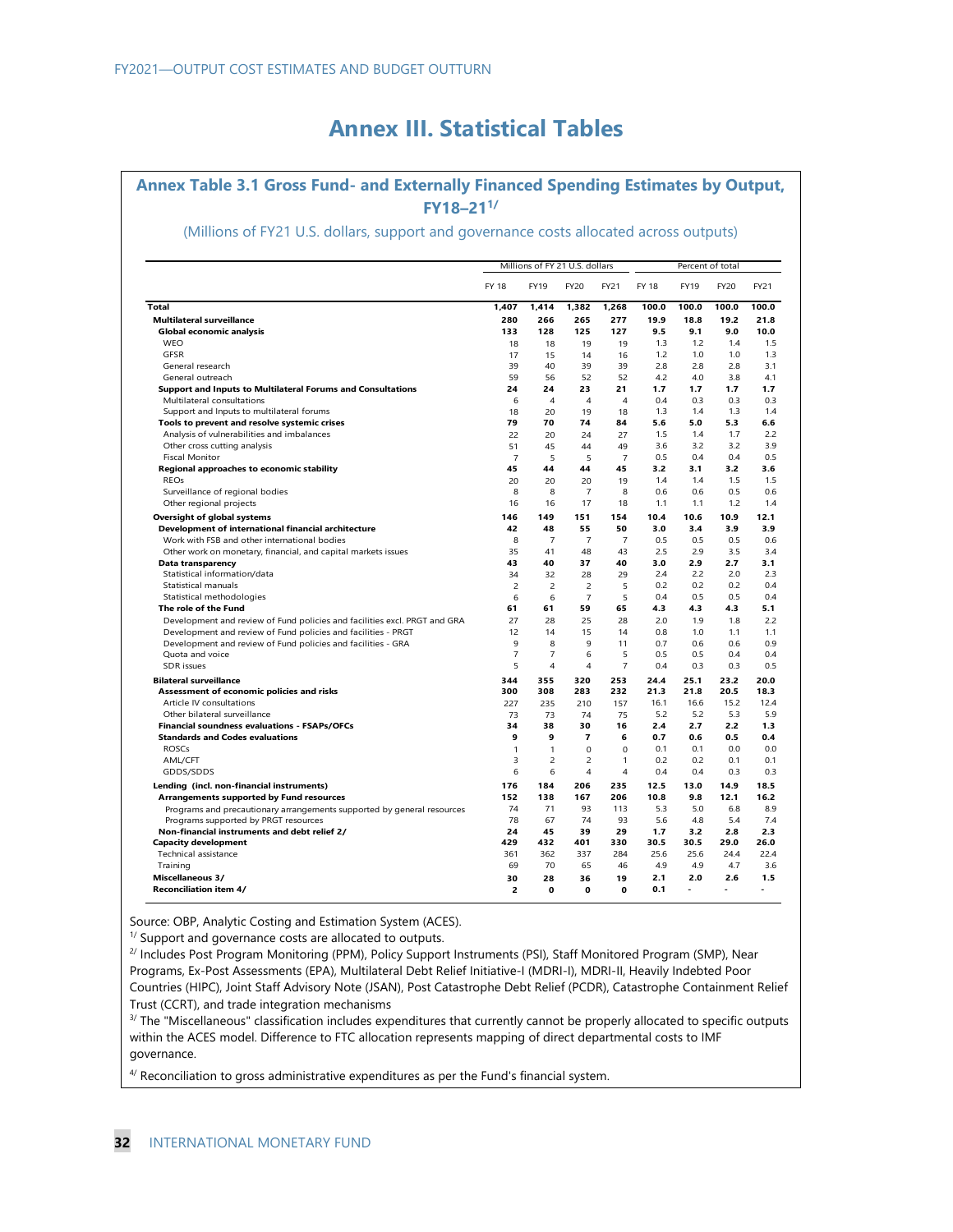# Annex III. Statistical Tables

## Annex Table 3.1 Gross Fund- and Externally Financed Spending Estimates by Output, FY18–21[1/]

(Millions of FY21 U.S. dollars, support and governance costs allocated across outputs)

| | Millions of FY 21 U.S. dollars | | | | Percent of total | | | |
|---|---|---|---|---|---|---|---|---|
| | FY 18 | FY19 | FY20 | FY21 | FY 18 | FY19 | FY20 | FY21 |
| **Total** | **1,407** | **1,414** | **1,382** | **1,268** | **100.0** | **100.0** | **100.0** | **100.0** |
| **Multilateral surveillance** | **280** | **266** | **265** | **277** | **19.9** | **18.8** | **19.2** | **21.8** |
| **Global economic analysis** | **133** | **128** | **125** | **127** | **9.5** | **9.1** | **9.0** | **10.0** |
| WEO | 18 | 18 | 19 | 19 | 1.3 | 1.2 | 1.4 | 1.5 |
| GFSR | 17 | 15 | 14 | 16 | 1.2 | 1.0 | 1.0 | 1.3 |
| General research | 39 | 40 | 39 | 39 | 2.8 | 2.8 | 2.8 | 3.1 |
| General outreach | 59 | 56 | 52 | 52 | 4.2 | 4.0 | 3.8 | 4.1 |
| **Support and Inputs to Multilateral Forums and Consultations** | **24** | **24** | **23** | **21** | **1.7** | **1.7** | **1.7** | **1.7** |
| Multilateral consultations | 6 | 4 | 4 | 4 | 0.4 | 0.3 | 0.3 | 0.3 |
| Support and Inputs to multilateral forums | 18 | 20 | 19 | 18 | 1.3 | 1.4 | 1.3 | 1.4 |
| **Tools to prevent and resolve systemic crises** | **79** | **70** | **74** | **84** | **5.6** | **5.0** | **5.3** | **6.6** |
| Analysis of vulnerabilities and imbalances | 22 | 20 | 24 | 27 | 1.5 | 1.4 | 1.7 | 2.2 |
| Other cross cutting analysis | 51 | 45 | 44 | 49 | 3.6 | 3.2 | 3.2 | 3.9 |
| Fiscal Monitor | 7 | 5 | 5 | 7 | 0.5 | 0.4 | 0.4 | 0.5 |
| **Regional approaches to economic stability** | **45** | **44** | **44** | **45** | **3.2** | **3.1** | **3.2** | **3.6** |
| REOs | 20 | 20 | 20 | 19 | 1.4 | 1.4 | 1.5 | 1.5 |
| Surveillance of regional bodies | 8 | 8 | 7 | 8 | 0.6 | 0.6 | 0.5 | 0.6 |
| Other regional projects | 16 | 16 | 17 | 18 | 1.1 | 1.1 | 1.2 | 1.4 |
| **Oversight of global systems** | **146** | **149** | **151** | **154** | **10.4** | **10.6** | **10.9** | **12.1** |
| **Development of international financial architecture** | **42** | **48** | **55** | **50** | **3.0** | **3.4** | **3.9** | **3.9** |
| Work with FSB and other international bodies | 8 | 7 | 7 | 7 | 0.5 | 0.5 | 0.5 | 0.6 |
| Other work on monetary, financial, and capital markets issues | 35 | 41 | 48 | 43 | 2.5 | 2.9 | 3.5 | 3.4 |
| **Data transparency** | **43** | **40** | **37** | **40** | **3.0** | **2.9** | **2.7** | **3.1** |
| Statistical information/data | 34 | 32 | 28 | 29 | 2.4 | 2.2 | 2.0 | 2.3 |
| Statistical manuals | 2 | 2 | 2 | 5 | 0.2 | 0.2 | 0.2 | 0.4 |
| Statistical methodologies | 6 | 6 | 7 | 5 | 0.4 | 0.5 | 0.5 | 0.4 |
| **The role of the Fund** | **61** | **61** | **59** | **65** | **4.3** | **4.3** | **4.3** | **5.1** |
| Development and review of Fund policies and facilities excl. PRGT and GRA | 27 | 28 | 25 | 28 | 2.0 | 1.9 | 1.8 | 2.2 |
| Development and review of Fund policies and facilities - PRGT | 12 | 14 | 15 | 14 | 0.8 | 1.0 | 1.1 | 1.1 |
| Development and review of Fund policies and facilities - GRA | 9 | 8 | 9 | 11 | 0.7 | 0.6 | 0.6 | 0.9 |
| Quota and voice | 7 | 7 | 6 | 5 | 0.5 | 0.5 | 0.4 | 0.4 |
| SDR issues | 5 | 4 | 4 | 7 | 0.4 | 0.3 | 0.3 | 0.5 |
| **Bilateral surveillance** | **344** | **355** | **320** | **253** | **24.4** | **25.1** | **23.2** | **20.0** |
| **Assessment of economic policies and risks** | **300** | **308** | **283** | **232** | **21.3** | **21.8** | **20.5** | **18.3** |
| Article IV consultations | 227 | 235 | 210 | 157 | 16.1 | 16.6 | 15.2 | 12.4 |
| Other bilateral surveillance | 73 | 73 | 74 | 75 | 5.2 | 5.2 | 5.3 | 5.9 |
| **Financial soundness evaluations - FSAPs/OFCs** | **34** | **38** | **30** | **16** | **2.4** | **2.7** | **2.2** | **1.3** |
| **Standards and Codes evaluations** | **9** | **9** | **7** | **6** | **0.7** | **0.6** | **0.5** | **0.4** |
| ROSCs | 1 | 1 | 0 | 0 | 0.1 | 0.1 | 0.0 | 0.0 |
| AML/CFT | 3 | 2 | 2 | 1 | 0.2 | 0.2 | 0.1 | 0.1 |
| GDDS/SDDS | 6 | 6 | 4 | 4 | 0.4 | 0.4 | 0.3 | 0.3 |
| **Lending (incl. non-financial instruments)** | **176** | **184** | **206** | **235** | **12.5** | **13.0** | **14.9** | **18.5** |
| **Arrangements supported by Fund resources** | **152** | **138** | **167** | **206** | **10.8** | **9.8** | **12.1** | **16.2** |
| Programs and precautionary arrangements supported by general resources | 74 | 71 | 93 | 113 | 5.3 | 5.0 | 6.8 | 8.9 |
| Programs supported by PRGT resources | 78 | 67 | 74 | 93 | 5.6 | 4.8 | 5.4 | 7.4 |
| **Non-financial instruments and debt relief 2/** | **24** | **45** | **39** | **29** | **1.7** | **3.2** | **2.8** | **2.3** |
| **Capacity development** | **429** | **432** | **401** | **330** | **30.5** | **30.5** | **29.0** | **26.0** |
| Technical assistance | 361 | 362 | 337 | 284 | 25.6 | 25.6 | 24.4 | 22.4 |
| Training | 69 | 70 | 65 | 46 | 4.9 | 4.9 | 4.7 | 3.6 |
| **Miscellaneous 3/** | **30** | **28** | **36** | **19** | **2.1** | **2.0** | **2.6** | **1.5** |
| **Reconciliation item 4/** | **2** | **0** | **0** | **0** | **0.1** | - | - | - |

Source: OBP, Analytic Costing and Estimation System (ACES).

[1/] Support and governance costs are allocated to outputs.

[2/] Includes Post Program Monitoring (PPM), Policy Support Instruments (PSI), Staff Monitored Program (SMP), Near Programs, Ex-Post Assessments (EPA), Multilateral Debt Relief Initiative-I (MDRI-I), MDRI-II, Heavily Indebted Poor Countries (HIPC), Joint Staff Advisory Note (JSAN), Post Catastrophe Debt Relief (PCDR), Catastrophe Containment Relief Trust (CCRT), and trade integration mechanisms

[3/] The "Miscellaneous" classification includes expenditures that currently cannot be properly allocated to specific outputs within the ACES model. Difference to FTC allocation represents mapping of direct departmental costs to IMF governance.

[4/] Reconciliation to gross administrative expenditures as per the Fund's financial system.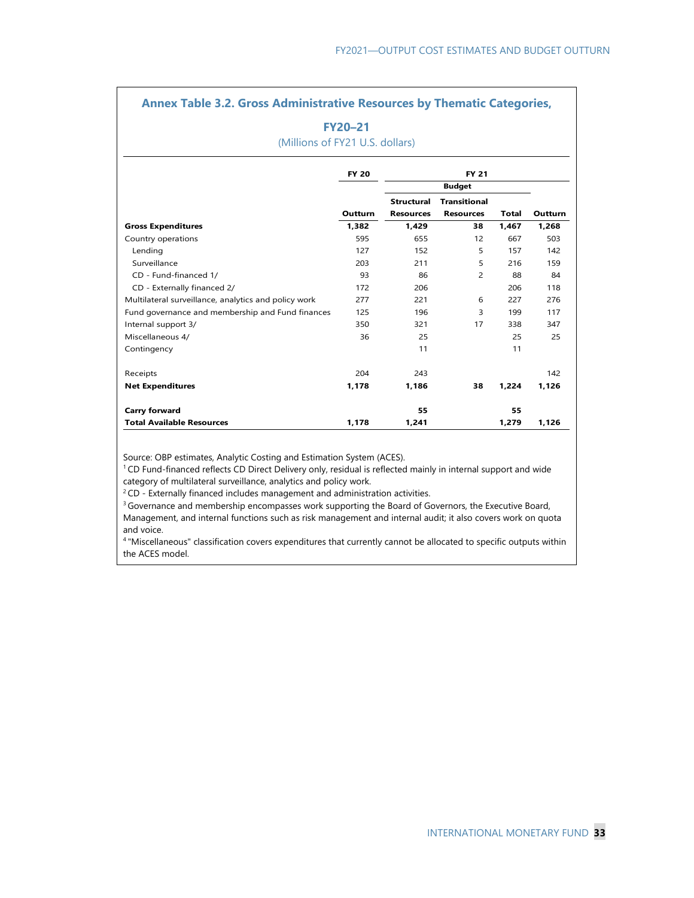## Annex Table 3.2. Gross Administrative Resources by Thematic Categories, FY20–21

(Millions of FY21 U.S. dollars)

| | FY 20 | FY 21 | | | |
|---|---|---|---|---|---|
| | | Budget | | | |
| | Outturn | Structural Resources | Transitional Resources | Total | Outturn |
| **Gross Expenditures** | **1,382** | **1,429** | **38** | **1,467** | **1,268** |
| Country operations | 595 | 655 | 12 | 667 | 503 |
| Lending | 127 | 152 | 5 | 157 | 142 |
| Surveillance | 203 | 211 | 5 | 216 | 159 |
| CD - Fund-financed 1/ | 93 | 86 | 2 | 88 | 84 |
| CD - Externally financed 2/ | 172 | 206 | | 206 | 118 |
| Multilateral surveillance, analytics and policy work | 277 | 221 | 6 | 227 | 276 |
| Fund governance and membership and Fund finances | 125 | 196 | 3 | 199 | 117 |
| Internal support 3/ | 350 | 321 | 17 | 338 | 347 |
| Miscellaneous 4/ | 36 | 25 | | 25 | 25 |
| Contingency | | 11 | | 11 | |
| | | | | | |
| Receipts | 204 | 243 | | | 142 |
| **Net Expenditures** | **1,178** | **1,186** | **38** | **1,224** | **1,126** |
| | | | | | |
| **Carry forward** | | **55** | | **55** | |
| **Total Available Resources** | **1,178** | **1,241** | | **1,279** | **1,126** |

Source: OBP estimates, Analytic Costing and Estimation System (ACES).

[1] CD Fund-financed reflects CD Direct Delivery only, residual is reflected mainly in internal support and wide category of multilateral surveillance, analytics and policy work.

[2] CD - Externally financed includes management and administration activities.

[3] Governance and membership encompasses work supporting the Board of Governors, the Executive Board, Management, and internal functions such as risk management and internal audit; it also covers work on quota and voice.

[4] "Miscellaneous" classification covers expenditures that currently cannot be allocated to specific outputs within the ACES model.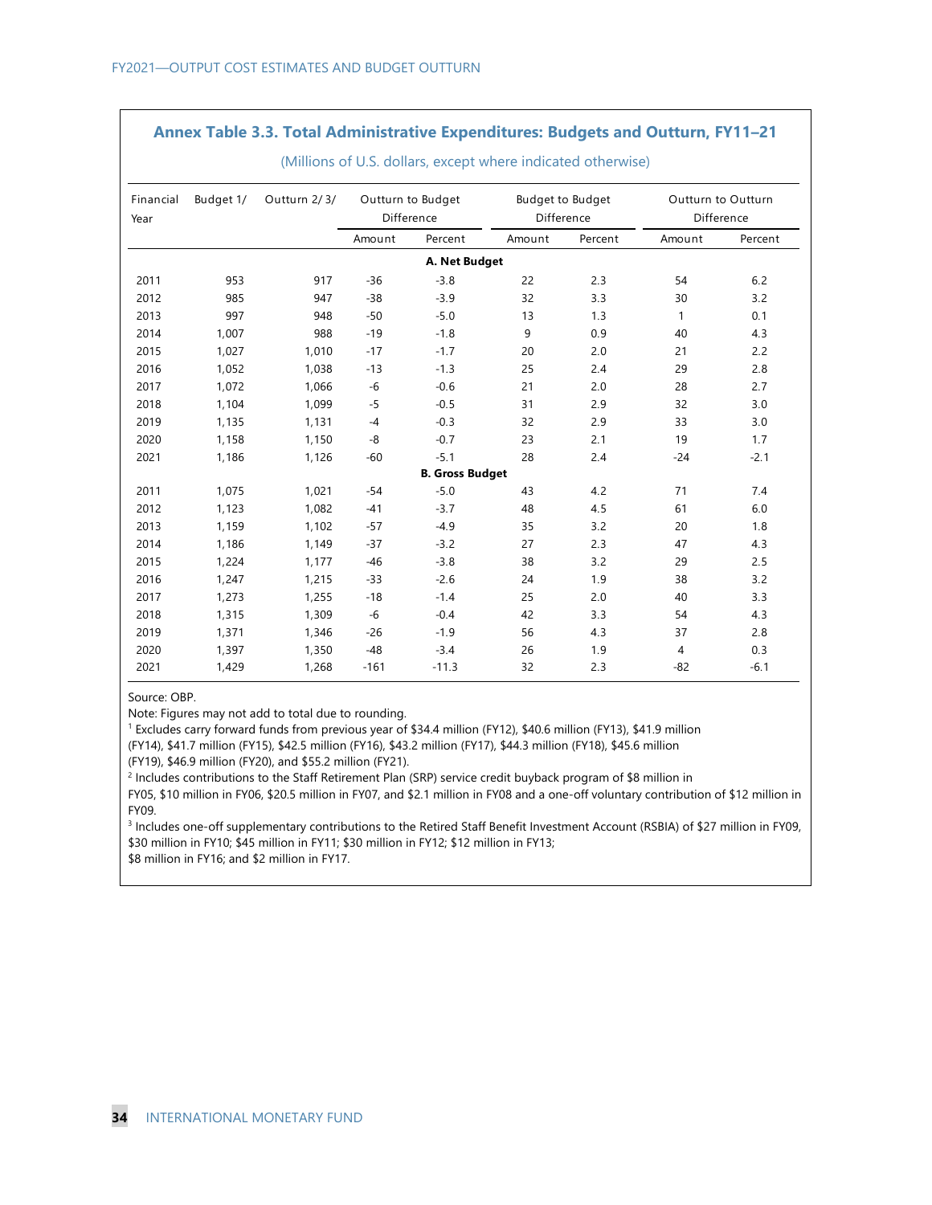## Annex Table 3.3. Total Administrative Expenditures: Budgets and Outturn, FY11–21

(Millions of U.S. dollars, except where indicated otherwise)

| Financial Year | Budget 1/ | Outturn 2/ 3/ | Outturn to Budget Difference | | Budget to Budget Difference | | Outturn to Outturn Difference | |
|---|---|---|---|---|---|---|---|---|
| | | | Amount | Percent | Amount | Percent | Amount | Percent |
| **A. Net Budget** | | | | | | | | |
| 2011 | 953 | 917 | -36 | -3.8 | 22 | 2.3 | 54 | 6.2 |
| 2012 | 985 | 947 | -38 | -3.9 | 32 | 3.3 | 30 | 3.2 |
| 2013 | 997 | 948 | -50 | -5.0 | 13 | 1.3 | 1 | 0.1 |
| 2014 | 1,007 | 988 | -19 | -1.8 | 9 | 0.9 | 40 | 4.3 |
| 2015 | 1,027 | 1,010 | -17 | -1.7 | 20 | 2.0 | 21 | 2.2 |
| 2016 | 1,052 | 1,038 | -13 | -1.3 | 25 | 2.4 | 29 | 2.8 |
| 2017 | 1,072 | 1,066 | -6 | -0.6 | 21 | 2.0 | 28 | 2.7 |
| 2018 | 1,104 | 1,099 | -5 | -0.5 | 31 | 2.9 | 32 | 3.0 |
| 2019 | 1,135 | 1,131 | -4 | -0.3 | 32 | 2.9 | 33 | 3.0 |
| 2020 | 1,158 | 1,150 | -8 | -0.7 | 23 | 2.1 | 19 | 1.7 |
| 2021 | 1,186 | 1,126 | -60 | -5.1 | 28 | 2.4 | -24 | -2.1 |
| **B. Gross Budget** | | | | | | | | |
| 2011 | 1,075 | 1,021 | -54 | -5.0 | 43 | 4.2 | 71 | 7.4 |
| 2012 | 1,123 | 1,082 | -41 | -3.7 | 48 | 4.5 | 61 | 6.0 |
| 2013 | 1,159 | 1,102 | -57 | -4.9 | 35 | 3.2 | 20 | 1.8 |
| 2014 | 1,186 | 1,149 | -37 | -3.2 | 27 | 2.3 | 47 | 4.3 |
| 2015 | 1,224 | 1,177 | -46 | -3.8 | 38 | 3.2 | 29 | 2.5 |
| 2016 | 1,247 | 1,215 | -33 | -2.6 | 24 | 1.9 | 38 | 3.2 |
| 2017 | 1,273 | 1,255 | -18 | -1.4 | 25 | 2.0 | 40 | 3.3 |
| 2018 | 1,315 | 1,309 | -6 | -0.4 | 42 | 3.3 | 54 | 4.3 |
| 2019 | 1,371 | 1,346 | -26 | -1.9 | 56 | 4.3 | 37 | 2.8 |
| 2020 | 1,397 | 1,350 | -48 | -3.4 | 26 | 1.9 | 4 | 0.3 |
| 2021 | 1,429 | 1,268 | -161 | -11.3 | 32 | 2.3 | -82 | -6.1 |

Source: OBP.

Note: Figures may not add to total due to rounding.

[1] Excludes carry forward funds from previous year of $34.4 million (FY12), $40.6 million (FY13), $41.9 million (FY14), $41.7 million (FY15), $42.5 million (FY16), $43.2 million (FY17), $44.3 million (FY18), $45.6 million (FY19), $46.9 million (FY20), and $55.2 million (FY21).

[2] Includes contributions to the Staff Retirement Plan (SRP) service credit buyback program of $8 million in FY05, $10 million in FY06, $20.5 million in FY07, and $2.1 million in FY08 and a one-off voluntary contribution of $12 million in FY09.

[3] Includes one-off supplementary contributions to the Retired Staff Benefit Investment Account (RSBIA) of $27 million in FY09, $30 million in FY10; $45 million in FY11; $30 million in FY12; $12 million in FY13; $8 million in FY16; and $2 million in FY17.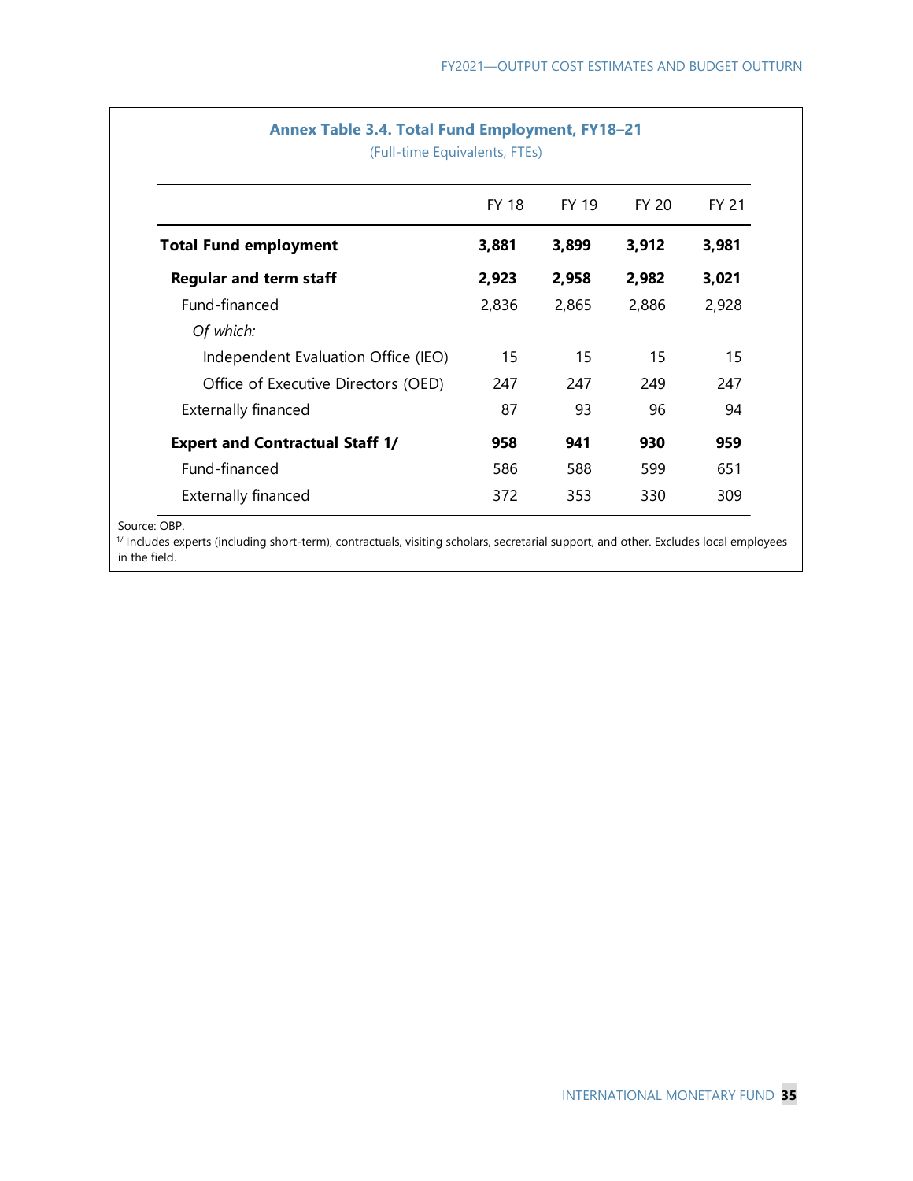**Annex Table 3.4. Total Fund Employment, FY18–21**

(Full-time Equivalents, FTEs)

| | FY 18 | FY 19 | FY 20 | FY 21 |
|---|---|---|---|---|
| **Total Fund employment** | **3,881** | **3,899** | **3,912** | **3,981** |
| **Regular and term staff** | **2,923** | **2,958** | **2,982** | **3,021** |
| Fund-financed | 2,836 | 2,865 | 2,886 | 2,928 |
| *Of which:* | | | | |
| Independent Evaluation Office (IEO) | 15 | 15 | 15 | 15 |
| Office of Executive Directors (OED) | 247 | 247 | 249 | 247 |
| Externally financed | 87 | 93 | 96 | 94 |
| **Expert and Contractual Staff 1/** | **958** | **941** | **930** | **959** |
| Fund-financed | 586 | 588 | 599 | 651 |
| Externally financed | 372 | 353 | 330 | 309 |

Source: OBP.

1/ Includes experts (including short-term), contractuals, visiting scholars, secretarial support, and other. Excludes local employees in the field.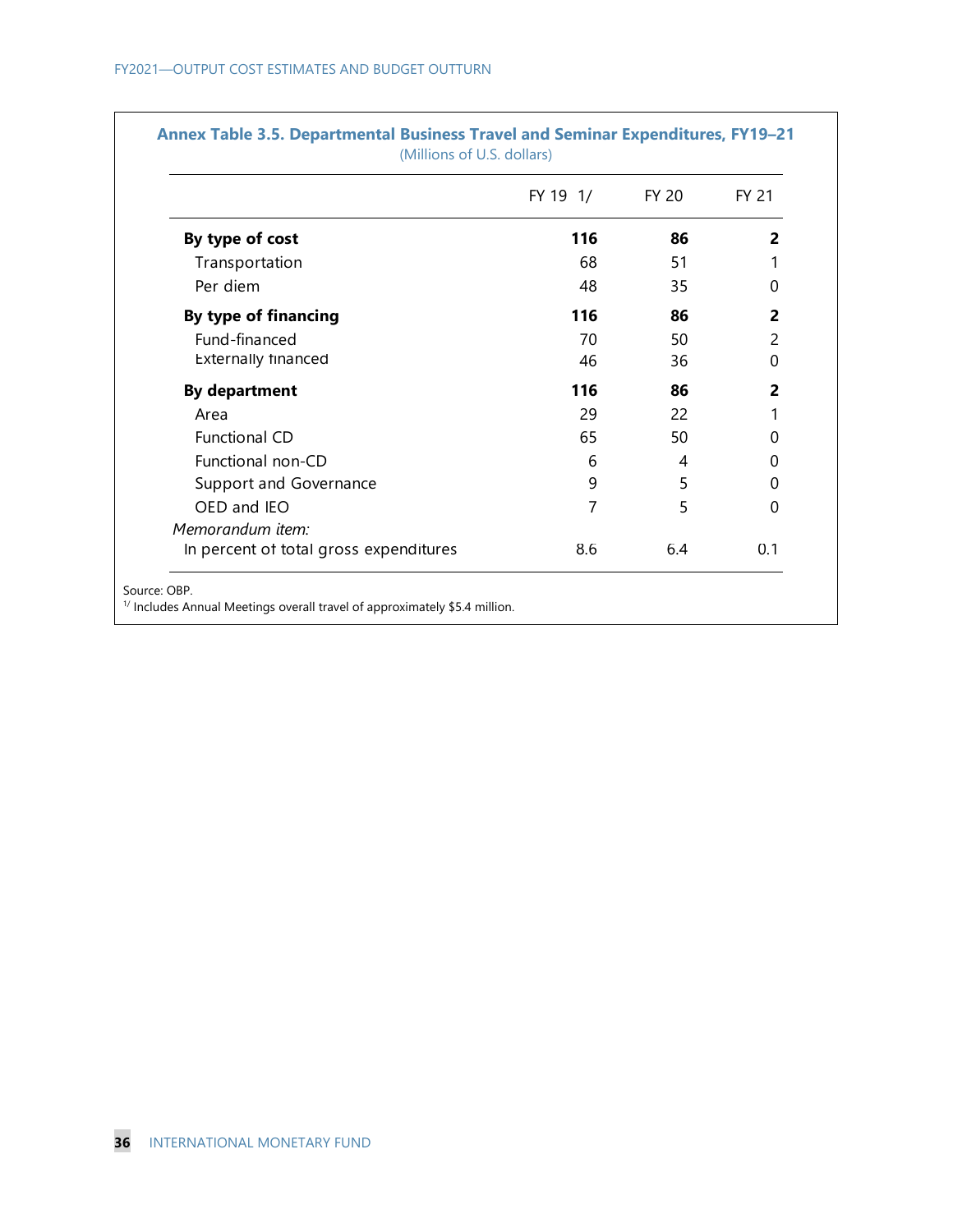**Annex Table 3.5. Departmental Business Travel and Seminar Expenditures, FY19–21**
(Millions of U.S. dollars)

| | FY 19 1/ | FY 20 | FY 21 |
|---|---|---|---|
| **By type of cost** | **116** | **86** | **2** |
| Transportation | 68 | 51 | 1 |
| Per diem | 48 | 35 | 0 |
| **By type of financing** | **116** | **86** | **2** |
| Fund-financed | 70 | 50 | 2 |
| Externally financed | 46 | 36 | 0 |
| **By department** | **116** | **86** | **2** |
| Area | 29 | 22 | 1 |
| Functional CD | 65 | 50 | 0 |
| Functional non-CD | 6 | 4 | 0 |
| Support and Governance | 9 | 5 | 0 |
| OED and IEO | 7 | 5 | 0 |
| *Memorandum item:* | | | |
| In percent of total gross expenditures | 8.6 | 6.4 | 0.1 |

Source: OBP.
1/ Includes Annual Meetings overall travel of approximately $5.4 million.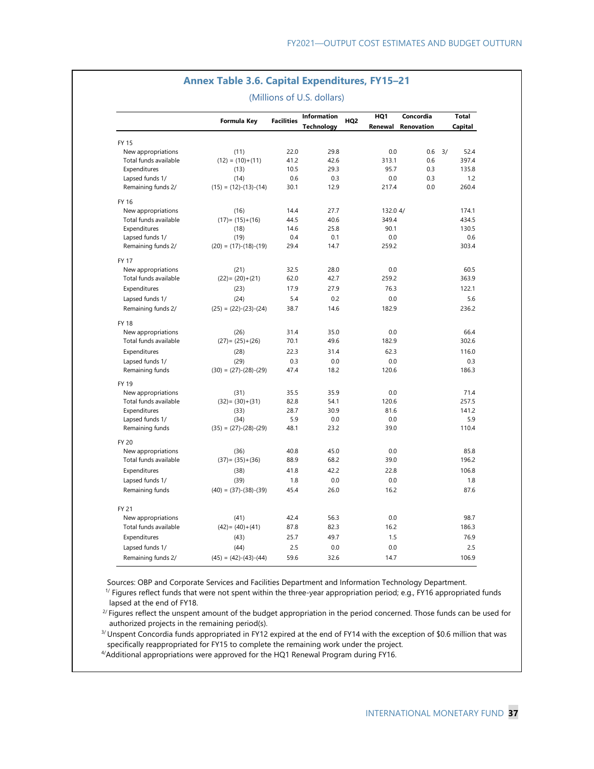## Annex Table 3.6. Capital Expenditures, FY15–21

(Millions of U.S. dollars)

| | Formula Key | Facilities | Information Technology | HQ2 | HQ1 Renewal | Concordia Renovation | Total Capital |
|---|---|---|---|---|---|---|---|
| **FY 15** | | | | | | | |
| New appropriations | (11) | 22.0 | 29.8 | | 0.0 | 0.6 3/ | 52.4 |
| Total funds available | (12) = (10)+(11) | 41.2 | 42.6 | | 313.1 | 0.6 | 397.4 |
| Expenditures | (13) | 10.5 | 29.3 | | 95.7 | 0.3 | 135.8 |
| Lapsed funds 1/ | (14) | 0.6 | 0.3 | | 0.0 | 0.3 | 1.2 |
| Remaining funds 2/ | (15) = (12)-(13)-(14) | 30.1 | 12.9 | | 217.4 | 0.0 | 260.4 |
| **FY 16** | | | | | | | |
| New appropriations | (16) | 14.4 | 27.7 | | 132.0 4/ | | 174.1 |
| Total funds available | (17)= (15)+(16) | 44.5 | 40.6 | | 349.4 | | 434.5 |
| Expenditures | (18) | 14.6 | 25.8 | | 90.1 | | 130.5 |
| Lapsed funds 1/ | (19) | 0.4 | 0.1 | | 0.0 | | 0.6 |
| Remaining funds 2/ | (20) = (17)-(18)-(19) | 29.4 | 14.7 | | 259.2 | | 303.4 |
| **FY 17** | | | | | | | |
| New appropriations | (21) | 32.5 | 28.0 | | 0.0 | | 60.5 |
| Total funds available | (22)= (20)+(21) | 62.0 | 42.7 | | 259.2 | | 363.9 |
| Expenditures | (23) | 17.9 | 27.9 | | 76.3 | | 122.1 |
| Lapsed funds 1/ | (24) | 5.4 | 0.2 | | 0.0 | | 5.6 |
| Remaining funds 2/ | (25) = (22)-(23)-(24) | 38.7 | 14.6 | | 182.9 | | 236.2 |
| **FY 18** | | | | | | | |
| New appropriations | (26) | 31.4 | 35.0 | | 0.0 | | 66.4 |
| Total funds available | (27)= (25)+(26) | 70.1 | 49.6 | | 182.9 | | 302.6 |
| Expenditures | (28) | 22.3 | 31.4 | | 62.3 | | 116.0 |
| Lapsed funds 1/ | (29) | 0.3 | 0.0 | | 0.0 | | 0.3 |
| Remaining funds | (30) = (27)-(28)-(29) | 47.4 | 18.2 | | 120.6 | | 186.3 |
| **FY 19** | | | | | | | |
| New appropriations | (31) | 35.5 | 35.9 | | 0.0 | | 71.4 |
| Total funds available | (32)= (30)+(31) | 82.8 | 54.1 | | 120.6 | | 257.5 |
| Expenditures | (33) | 28.7 | 30.9 | | 81.6 | | 141.2 |
| Lapsed funds 1/ | (34) | 5.9 | 0.0 | | 0.0 | | 5.9 |
| Remaining funds | (35) = (27)-(28)-(29) | 48.1 | 23.2 | | 39.0 | | 110.4 |
| **FY 20** | | | | | | | |
| New appropriations | (36) | 40.8 | 45.0 | | 0.0 | | 85.8 |
| Total funds available | (37)= (35)+(36) | 88.9 | 68.2 | | 39.0 | | 196.2 |
| Expenditures | (38) | 41.8 | 42.2 | | 22.8 | | 106.8 |
| Lapsed funds 1/ | (39) | 1.8 | 0.0 | | 0.0 | | 1.8 |
| Remaining funds | (40) = (37)-(38)-(39) | 45.4 | 26.0 | | 16.2 | | 87.6 |
| **FY 21** | | | | | | | |
| New appropriations | (41) | 42.4 | 56.3 | | 0.0 | | 98.7 |
| Total funds available | (42)= (40)+(41) | 87.8 | 82.3 | | 16.2 | | 186.3 |
| Expenditures | (43) | 25.7 | 49.7 | | 1.5 | | 76.9 |
| Lapsed funds 1/ | (44) | 2.5 | 0.0 | | 0.0 | | 2.5 |
| Remaining funds 2/ | (45) = (42)-(43)-(44) | 59.6 | 32.6 | | 14.7 | | 106.9 |

Sources: OBP and Corporate Services and Facilities Department and Information Technology Department.

1/ Figures reflect funds that were not spent within the three-year appropriation period; e.g., FY16 appropriated funds lapsed at the end of FY18.

2/ Figures reflect the unspent amount of the budget appropriation in the period concerned. Those funds can be used for authorized projects in the remaining period(s).

3/ Unspent Concordia funds appropriated in FY12 expired at the end of FY14 with the exception of $0.6 million that was specifically reappropriated for FY15 to complete the remaining work under the project.

4/ Additional appropriations were approved for the HQ1 Renewal Program during FY16.